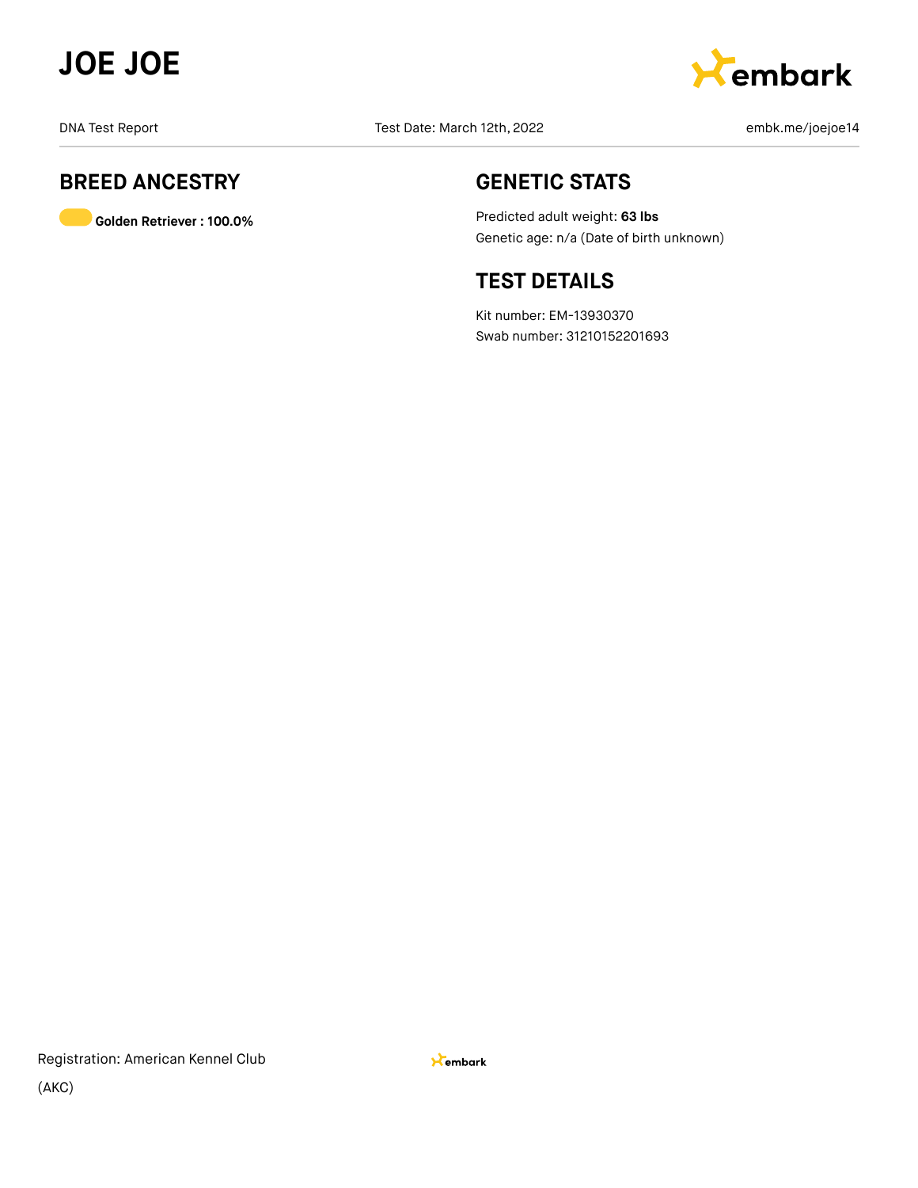# JOE JOE

DNA Test Report

Test Date: March 12th, 2022

embk.me/joejoe14

## BREED ANCESTRY

**Golden Retriever : 100.0%**

## GENETIC STATS

Predicted adult weight: **63 lbs**

Genetic age: n/a (Date of birth unknown)

## TEST DETAILS

Kit number: EM-13930370

Swab number: 31210152201693

Registration: American Kennel Club (AKC)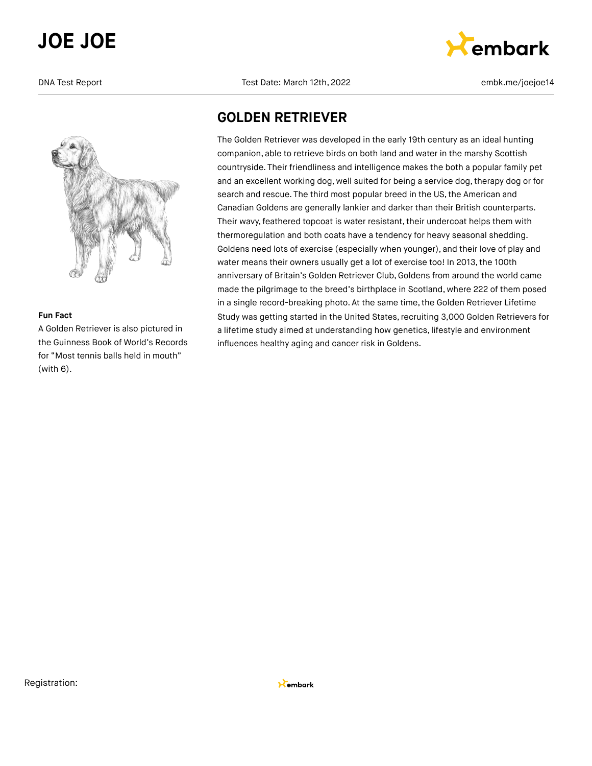## GOLDEN RETRIEVER

The Golden Retriever was developed in the early 19th century as an ideal hunting companion, able to retrieve birds on both land and water in the marshy Scottish countryside. Their friendliness and intelligence makes the both a popular family pet and an excellent working dog, well suited for being a service dog, therapy dog or for search and rescue. The third most popular breed in the US, the American and Canadian Goldens are generally lankier and darker than their British counterparts. Their wavy, feathered topcoat is water resistant, their undercoat helps them with thermoregulation and both coats have a tendency for heavy seasonal shedding. Goldens need lots of exercise (especially when younger), and their love of play and water means their owners usually get a lot of exercise too! In 2013, the 100th anniversary of Britain's Golden Retriever Club, Goldens from around the world came made the pilgrimage to the breed's birthplace in Scotland, where 222 of them posed in a single record-breaking photo. At the same time, the Golden Retriever Lifetime Study was getting started in the United States, recruiting 3,000 Golden Retrievers for a lifetime study aimed at understanding how genetics, lifestyle and environment influences healthy aging and cancer risk in Goldens.

**Fun Fact**

A Golden Retriever is also pictured in the Guinness Book of World's Records for "Most tennis balls held in mouth" (with 6).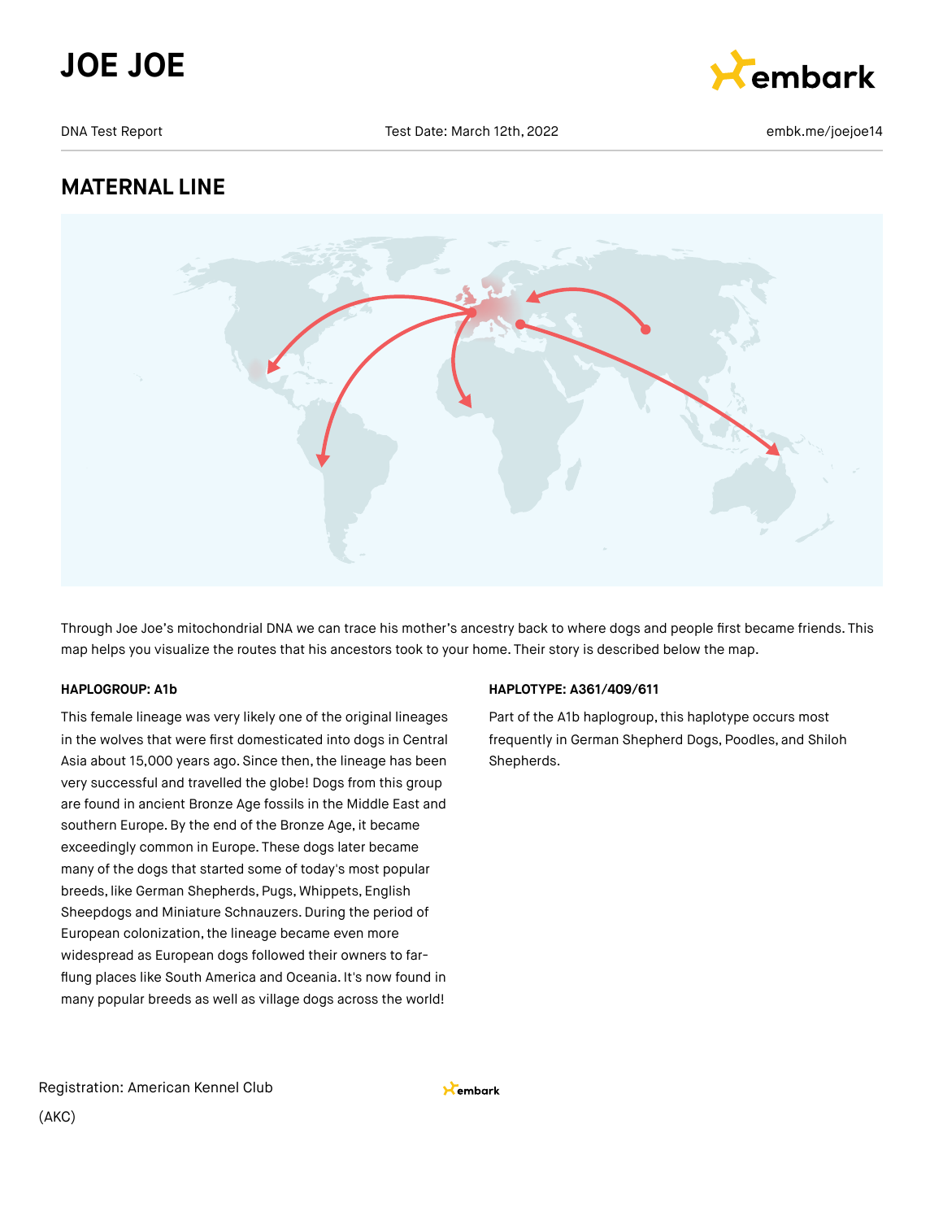# JOE JOE

DNA Test Report | Test Date: March 12th, 2022 | embk.me/joejoe14

## MATERNAL LINE

Through Joe Joe's mitochondrial DNA we can trace his mother's ancestry back to where dogs and people first became friends. This map helps you visualize the routes that his ancestors took to your home. Their story is described below the map.

**HAPLOGROUP: A1b**

This female lineage was very likely one of the original lineages in the wolves that were first domesticated into dogs in Central Asia about 15,000 years ago. Since then, the lineage has been very successful and travelled the globe! Dogs from this group are found in ancient Bronze Age fossils in the Middle East and southern Europe. By the end of the Bronze Age, it became exceedingly common in Europe. These dogs later became many of the dogs that started some of today's most popular breeds, like German Shepherds, Pugs, Whippets, English Sheepdogs and Miniature Schnauzers. During the period of European colonization, the lineage became even more widespread as European dogs followed their owners to far-flung places like South America and Oceania. It's now found in many popular breeds as well as village dogs across the world!

**HAPLOTYPE: A361/409/611**

Part of the A1b haplogroup, this haplotype occurs most frequently in German Shepherd Dogs, Poodles, and Shiloh Shepherds.

Registration: American Kennel Club (AKC)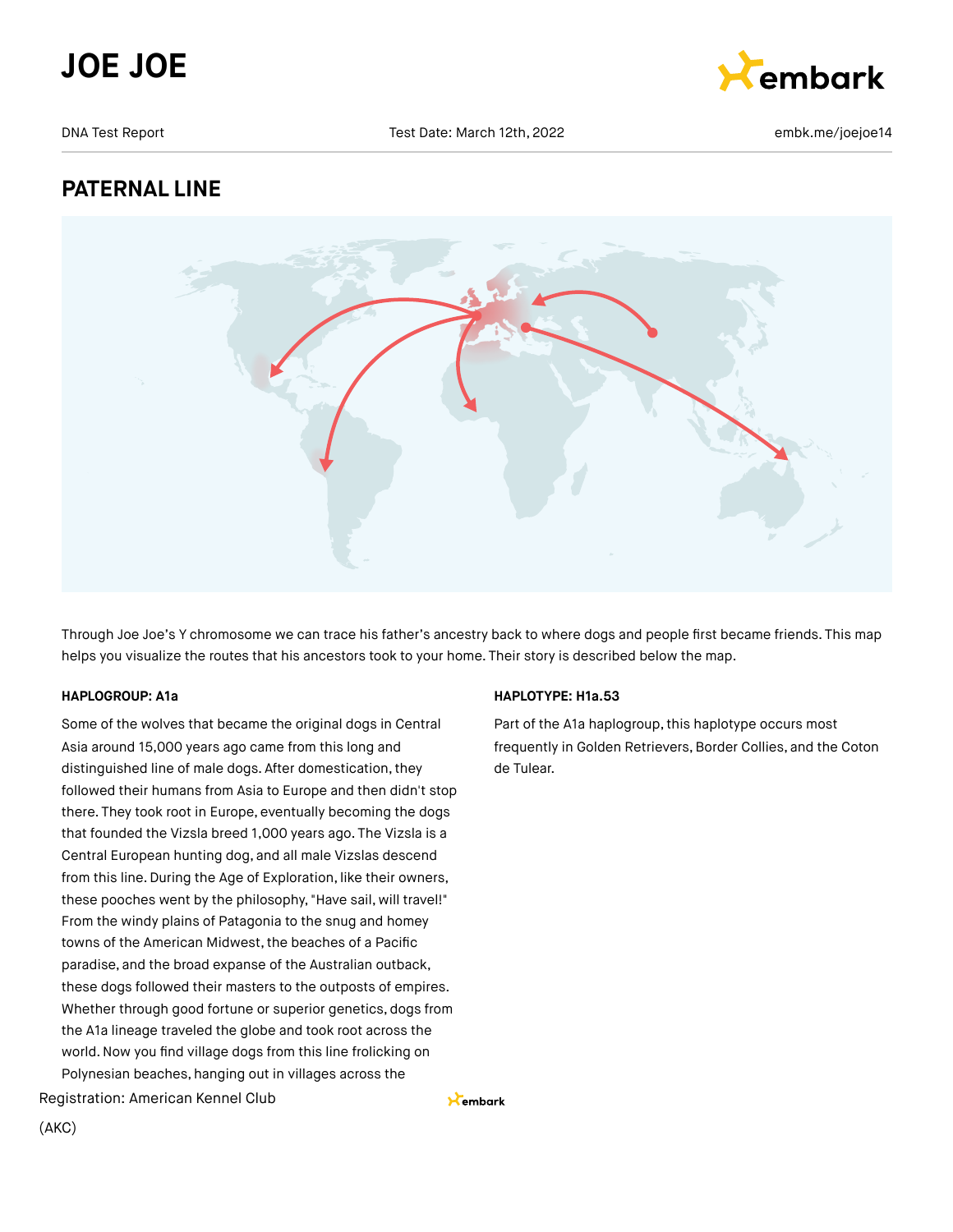# JOE JOE

DNA Test Report | Test Date: March 12th, 2022 | embk.me/joejoe14

## PATERNAL LINE

Through Joe Joe's Y chromosome we can trace his father's ancestry back to where dogs and people first became friends. This map helps you visualize the routes that his ancestors took to your home. Their story is described below the map.

**HAPLOGROUP: A1a**

Some of the wolves that became the original dogs in Central Asia around 15,000 years ago came from this long and distinguished line of male dogs. After domestication, they followed their humans from Asia to Europe and then didn't stop there. They took root in Europe, eventually becoming the dogs that founded the Vizsla breed 1,000 years ago. The Vizsla is a Central European hunting dog, and all male Vizslas descend from this line. During the Age of Exploration, like their owners, these pooches went by the philosophy, "Have sail, will travel!" From the windy plains of Patagonia to the snug and homey towns of the American Midwest, the beaches of a Pacific paradise, and the broad expanse of the Australian outback, these dogs followed their masters to the outposts of empires. Whether through good fortune or superior genetics, dogs from the A1a lineage traveled the globe and took root across the world. Now you find village dogs from this line frolicking on Polynesian beaches, hanging out in villages across the

**HAPLOTYPE: H1a.53**

Part of the A1a haplogroup, this haplotype occurs most frequently in Golden Retrievers, Border Collies, and the Coton de Tulear.

Registration: American Kennel Club (AKC)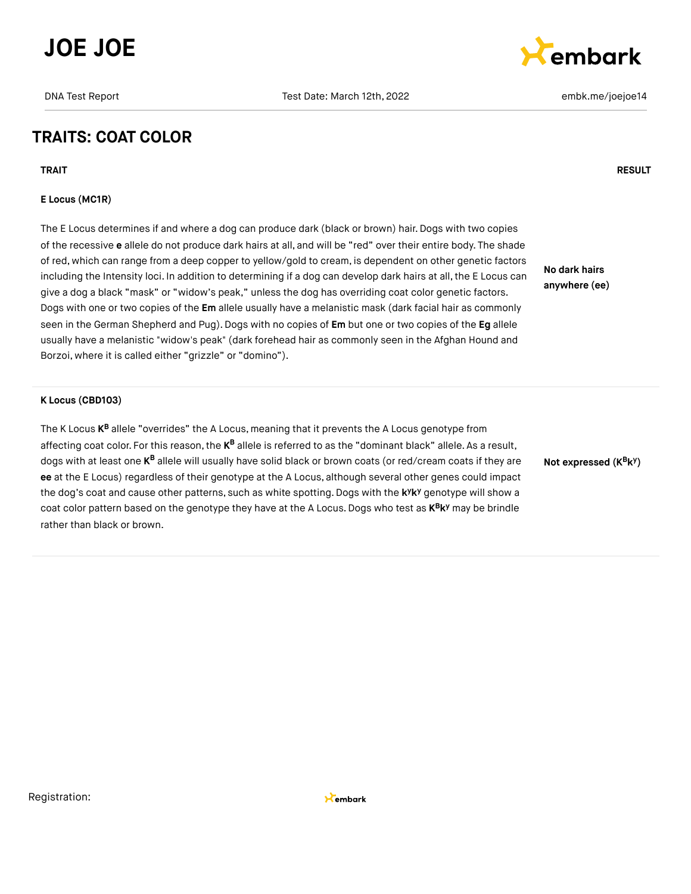# TRAITS: COAT COLOR

| TRAIT | RESULT |
| --- | --- |
| **E Locus (MC1R)**<br><br>The E Locus determines if and where a dog can produce dark (black or brown) hair. Dogs with two copies of the recessive **e** allele do not produce dark hairs at all, and will be "red" over their entire body. The shade of red, which can range from a deep copper to yellow/gold to cream, is dependent on other genetic factors including the Intensity loci. In addition to determining if a dog can develop dark hairs at all, the E Locus can give a dog a black "mask" or "widow's peak," unless the dog has overriding coat color genetic factors. Dogs with one or two copies of the **Em** allele usually have a melanistic mask (dark facial hair as commonly seen in the German Shepherd and Pug). Dogs with no copies of **Em** but one or two copies of the **Eg** allele usually have a melanistic "widow's peak" (dark forehead hair as commonly seen in the Afghan Hound and Borzoi, where it is called either "grizzle" or "domino"). | **No dark hairs anywhere (ee)** |
| **K Locus (CBD103)**<br><br>The K Locus $\mathbf{K^B}$ allele "overrides" the A Locus, meaning that it prevents the A Locus genotype from affecting coat color. For this reason, the $\mathbf{K^B}$ allele is referred to as the "dominant black" allele. As a result, dogs with at least one $\mathbf{K^B}$ allele will usually have solid black or brown coats (or red/cream coats if they are **ee** at the E Locus) regardless of their genotype at the A Locus, although several other genes could impact the dog's coat and cause other patterns, such as white spotting. Dogs with the $\mathbf{k^yk^y}$ genotype will show a coat color pattern based on the genotype they have at the A Locus. Dogs who test as $\mathbf{K^Bk^y}$ may be brindle rather than black or brown. | **Not expressed ($\mathbf{K^Bk^y}$)** |

Registration: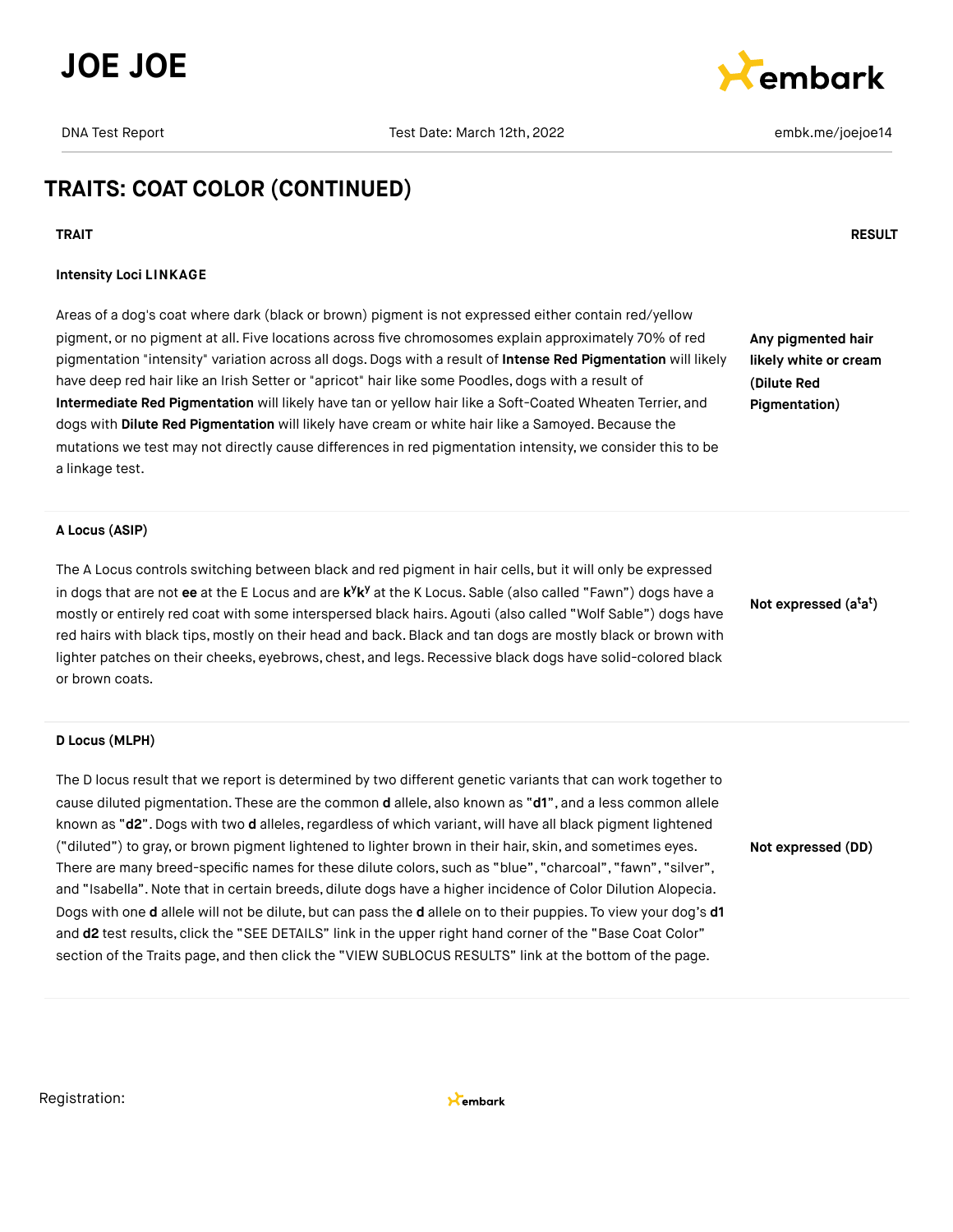# TRAITS: COAT COLOR (CONTINUED)

| TRAIT | RESULT |
| --- | --- |
| **Intensity Loci LINKAGE**<br><br>Areas of a dog's coat where dark (black or brown) pigment is not expressed either contain red/yellow pigment, or no pigment at all. Five locations across five chromosomes explain approximately 70% of red pigmentation "intensity" variation across all dogs. Dogs with a result of **Intense Red Pigmentation** will likely have deep red hair like an Irish Setter or "apricot" hair like some Poodles, dogs with a result of **Intermediate Red Pigmentation** will likely have tan or yellow hair like a Soft-Coated Wheaten Terrier, and dogs with **Dilute Red Pigmentation** will likely have cream or white hair like a Samoyed. Because the mutations we test may not directly cause differences in red pigmentation intensity, we consider this to be a linkage test. | **Any pigmented hair likely white or cream (Dilute Red Pigmentation)** |
| **A Locus (ASIP)**<br><br>The A Locus controls switching between black and red pigment in hair cells, but it will only be expressed in dogs that are not **ee** at the E Locus and are **$k^yk^y$** at the K Locus. Sable (also called "Fawn") dogs have a mostly or entirely red coat with some interspersed black hairs. Agouti (also called "Wolf Sable") dogs have red hairs with black tips, mostly on their head and back. Black and tan dogs are mostly black or brown with lighter patches on their cheeks, eyebrows, chest, and legs. Recessive black dogs have solid-colored black or brown coats. | **Not expressed ($a^ta^t$)** |
| **D Locus (MLPH)**<br><br>The D locus result that we report is determined by two different genetic variants that can work together to cause diluted pigmentation. These are the common **d** allele, also known as "**d1**", and a less common allele known as "**d2**". Dogs with two **d** alleles, regardless of which variant, will have all black pigment lightened ("diluted") to gray, or brown pigment lightened to lighter brown in their hair, skin, and sometimes eyes. There are many breed-specific names for these dilute colors, such as "blue", "charcoal", "fawn", "silver", and "Isabella". Note that in certain breeds, dilute dogs have a higher incidence of Color Dilution Alopecia. Dogs with one **d** allele will not be dilute, but can pass the **d** allele on to their puppies. To view your dog's **d1** and **d2** test results, click the "SEE DETAILS" link in the upper right hand corner of the "Base Coat Color" section of the Traits page, and then click the "VIEW SUBLOCUS RESULTS" link at the bottom of the page. | **Not expressed (DD)** |

Registration: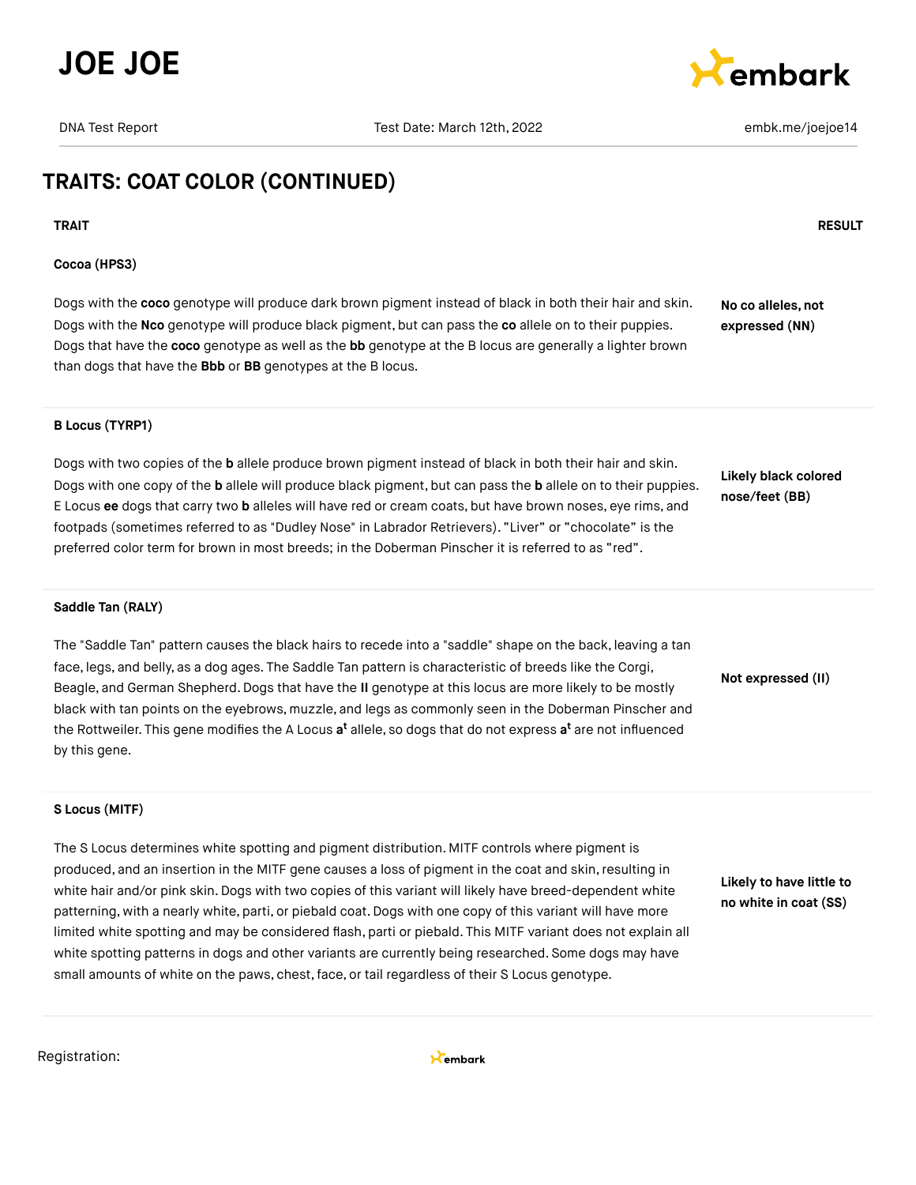## TRAITS: COAT COLOR (CONTINUED)

| TRAIT | RESULT |
| --- | --- |
| **Cocoa (HPS3)**<br><br>Dogs with the **coco** genotype will produce dark brown pigment instead of black in both their hair and skin. Dogs with the **Nco** genotype will produce black pigment, but can pass the **co** allele on to their puppies. Dogs that have the **coco** genotype as well as the **bb** genotype at the B locus are generally a lighter brown than dogs that have the **Bbb** or **BB** genotypes at the B locus. | **No co alleles, not expressed (NN)** |
| **B Locus (TYRP1)**<br><br>Dogs with two copies of the **b** allele produce brown pigment instead of black in both their hair and skin. Dogs with one copy of the **b** allele will produce black pigment, but can pass the **b** allele on to their puppies. E Locus **ee** dogs that carry two **b** alleles will have red or cream coats, but have brown noses, eye rims, and footpads (sometimes referred to as "Dudley Nose" in Labrador Retrievers). "Liver" or "chocolate" is the preferred color term for brown in most breeds; in the Doberman Pinscher it is referred to as "red". | **Likely black colored nose/feet (BB)** |
| **Saddle Tan (RALY)**<br><br>The "Saddle Tan" pattern causes the black hairs to recede into a "saddle" shape on the back, leaving a tan face, legs, and belly, as a dog ages. The Saddle Tan pattern is characteristic of breeds like the Corgi, Beagle, and German Shepherd. Dogs that have the **II** genotype at this locus are more likely to be mostly black with tan points on the eyebrows, muzzle, and legs as commonly seen in the Doberman Pinscher and the Rottweiler. This gene modifies the A Locus **$a^t$** allele, so dogs that do not express **$a^t$** are not influenced by this gene. | **Not expressed (II)** |
| **S Locus (MITF)**<br><br>The S Locus determines white spotting and pigment distribution. MITF controls where pigment is produced, and an insertion in the MITF gene causes a loss of pigment in the coat and skin, resulting in white hair and/or pink skin. Dogs with two copies of this variant will likely have breed-dependent white patterning, with a nearly white, parti, or piebald coat. Dogs with one copy of this variant will have more limited white spotting and may be considered flash, parti or piebald. This MITF variant does not explain all white spotting patterns in dogs and other variants are currently being researched. Some dogs may have small amounts of white on the paws, chest, face, or tail regardless of their S Locus genotype. | **Likely to have little to no white in coat (SS)** |

Registration: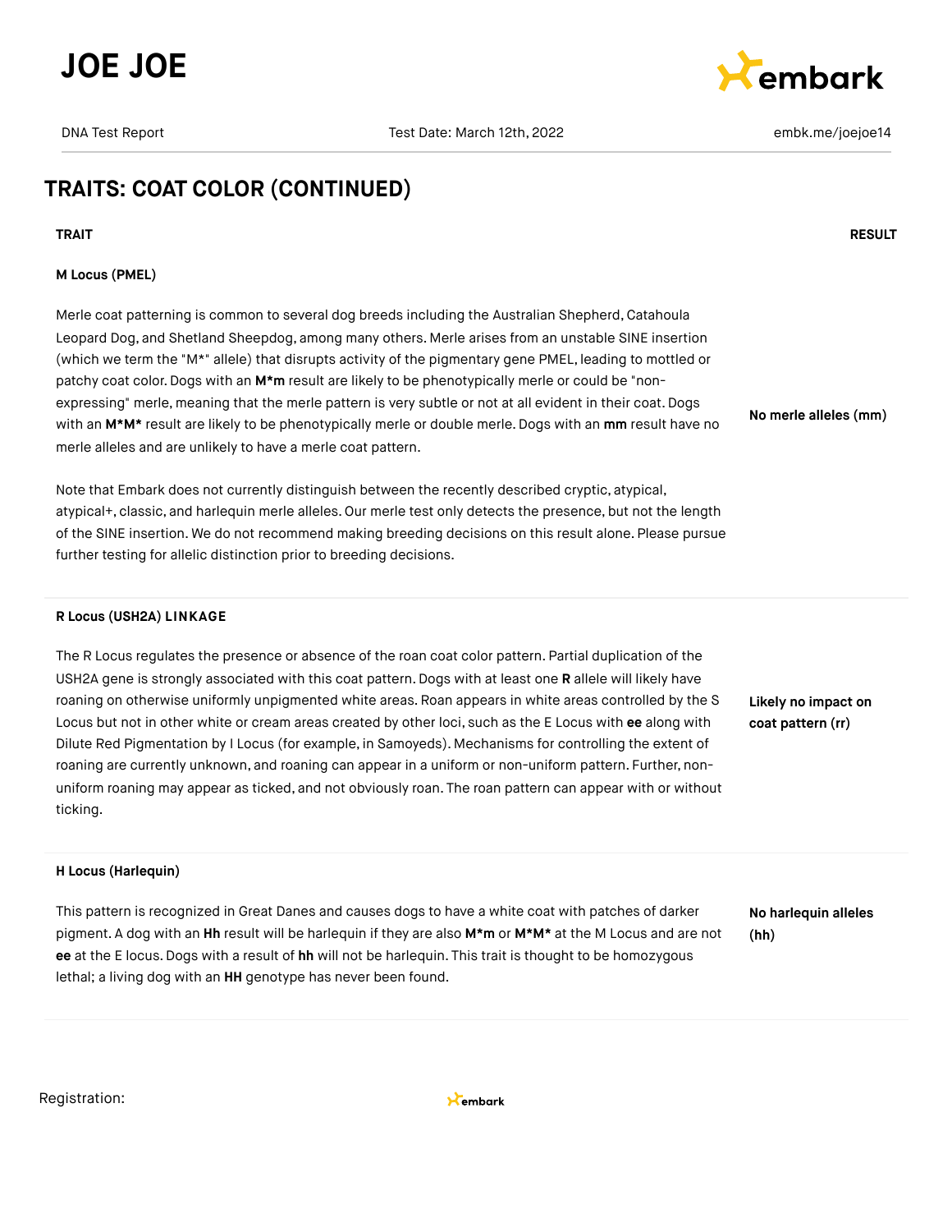## TRAITS: COAT COLOR (CONTINUED)

| TRAIT | RESULT |
| --- | --- |
| **M Locus (PMEL)**<br><br>Merle coat patterning is common to several dog breeds including the Australian Shepherd, Catahoula Leopard Dog, and Shetland Sheepdog, among many others. Merle arises from an unstable SINE insertion (which we term the "M*" allele) that disrupts activity of the pigmentary gene PMEL, leading to mottled or patchy coat color. Dogs with an **M*m** result are likely to be phenotypically merle or could be "non-expressing" merle, meaning that the merle pattern is very subtle or not at all evident in their coat. Dogs with an **M*M*** result are likely to be phenotypically merle or double merle. Dogs with an **mm** result have no merle alleles and are unlikely to have a merle coat pattern.<br><br>Note that Embark does not currently distinguish between the recently described cryptic, atypical, atypical+, classic, and harlequin merle alleles. Our merle test only detects the presence, but not the length of the SINE insertion. We do not recommend making breeding decisions on this result alone. Please pursue further testing for allelic distinction prior to breeding decisions. | **No merle alleles (mm)** |
| **R Locus (USH2A) LINKAGE**<br><br>The R Locus regulates the presence or absence of the roan coat color pattern. Partial duplication of the USH2A gene is strongly associated with this coat pattern. Dogs with at least one **R** allele will likely have roaning on otherwise uniformly unpigmented white areas. Roan appears in white areas controlled by the S Locus but not in other white or cream areas created by other loci, such as the E Locus with **ee** along with Dilute Red Pigmentation by I Locus (for example, in Samoyeds). Mechanisms for controlling the extent of roaning are currently unknown, and roaning can appear in a uniform or non-uniform pattern. Further, non-uniform roaning may appear as ticked, and not obviously roan. The roan pattern can appear with or without ticking. | **Likely no impact on coat pattern (rr)** |
| **H Locus (Harlequin)**<br><br>This pattern is recognized in Great Danes and causes dogs to have a white coat with patches of darker pigment. A dog with an **Hh** result will be harlequin if they are also **M*m** or **M*M*** at the M Locus and are not **ee** at the E locus. Dogs with a result of **hh** will not be harlequin. This trait is thought to be homozygous lethal; a living dog with an **HH** genotype has never been found. | **No harlequin alleles (hh)** |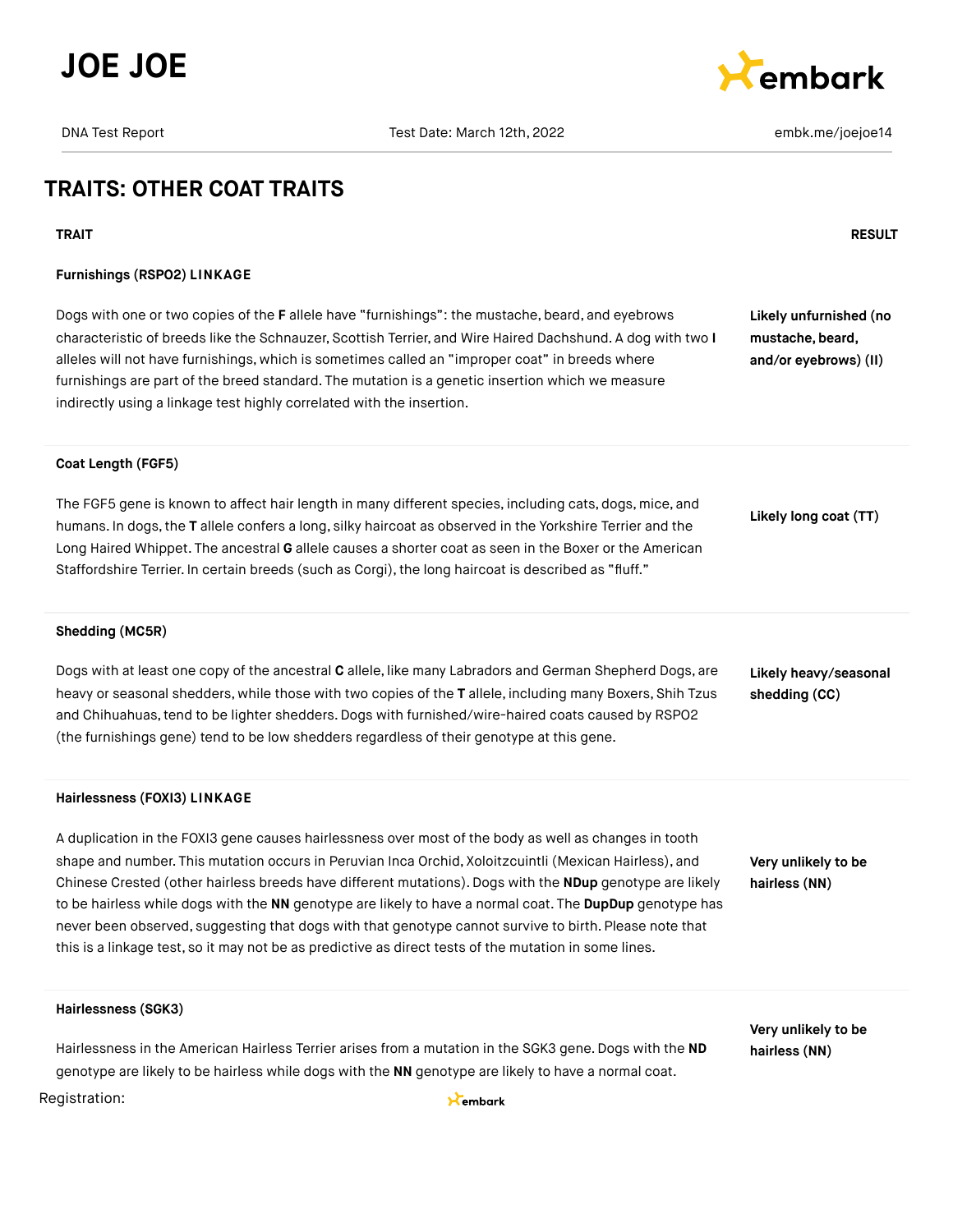## TRAITS: OTHER COAT TRAITS

| TRAIT | RESULT |
| --- | --- |
| **Furnishings (RSPO2) LINKAGE**<br><br>Dogs with one or two copies of the **F** allele have "furnishings": the mustache, beard, and eyebrows characteristic of breeds like the Schnauzer, Scottish Terrier, and Wire Haired Dachshund. A dog with two **I** alleles will not have furnishings, which is sometimes called an "improper coat" in breeds where furnishings are part of the breed standard. The mutation is a genetic insertion which we measure indirectly using a linkage test highly correlated with the insertion. | **Likely unfurnished (no mustache, beard, and/or eyebrows) (II)** |
| **Coat Length (FGF5)**<br><br>The FGF5 gene is known to affect hair length in many different species, including cats, dogs, mice, and humans. In dogs, the **T** allele confers a long, silky haircoat as observed in the Yorkshire Terrier and the Long Haired Whippet. The ancestral **G** allele causes a shorter coat as seen in the Boxer or the American Staffordshire Terrier. In certain breeds (such as Corgi), the long haircoat is described as "fluff." | **Likely long coat (TT)** |
| **Shedding (MC5R)**<br><br>Dogs with at least one copy of the ancestral **C** allele, like many Labradors and German Shepherd Dogs, are heavy or seasonal shedders, while those with two copies of the **T** allele, including many Boxers, Shih Tzus and Chihuahuas, tend to be lighter shedders. Dogs with furnished/wire-haired coats caused by RSPO2 (the furnishings gene) tend to be low shedders regardless of their genotype at this gene. | **Likely heavy/seasonal shedding (CC)** |
| **Hairlessness (FOXI3) LINKAGE**<br><br>A duplication in the FOXI3 gene causes hairlessness over most of the body as well as changes in tooth shape and number. This mutation occurs in Peruvian Inca Orchid, Xoloitzcuintli (Mexican Hairless), and Chinese Crested (other hairless breeds have different mutations). Dogs with the **NDup** genotype are likely to be hairless while dogs with the **NN** genotype are likely to have a normal coat. The **DupDup** genotype has never been observed, suggesting that dogs with that genotype cannot survive to birth. Please note that this is a linkage test, so it may not be as predictive as direct tests of the mutation in some lines. | **Very unlikely to be hairless (NN)** |
| **Hairlessness (SGK3)**<br><br>Hairlessness in the American Hairless Terrier arises from a mutation in the SGK3 gene. Dogs with the **ND** genotype are likely to be hairless while dogs with the **NN** genotype are likely to have a normal coat. | **Very unlikely to be hairless (NN)** |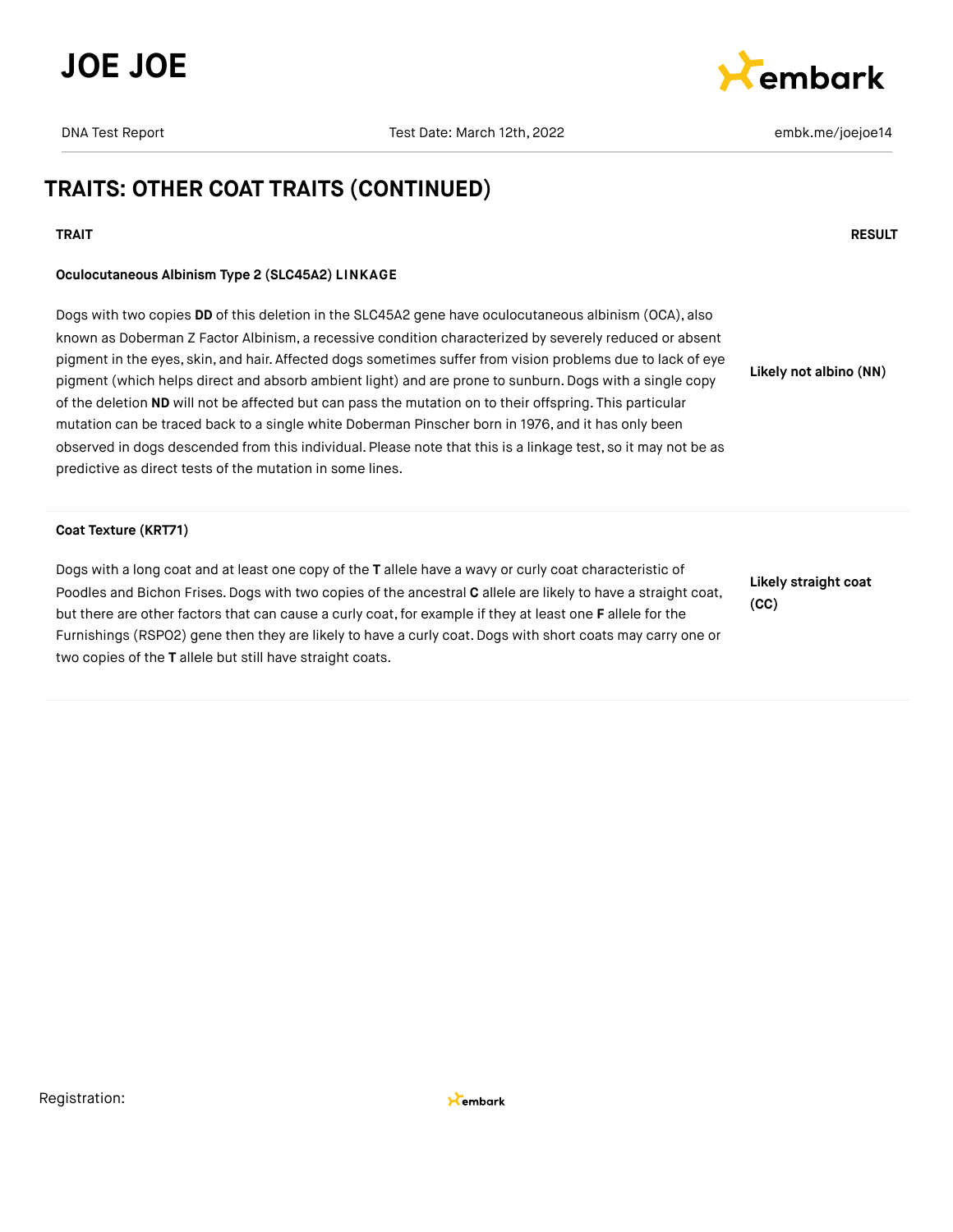## TRAITS: OTHER COAT TRAITS (CONTINUED)

| TRAIT | RESULT |
| --- | --- |
| **Oculocutaneous Albinism Type 2 (SLC45A2) LINKAGE**<br><br>Dogs with two copies **DD** of this deletion in the SLC45A2 gene have oculocutaneous albinism (OCA), also known as Doberman Z Factor Albinism, a recessive condition characterized by severely reduced or absent pigment in the eyes, skin, and hair. Affected dogs sometimes suffer from vision problems due to lack of eye pigment (which helps direct and absorb ambient light) and are prone to sunburn. Dogs with a single copy of the deletion **ND** will not be affected but can pass the mutation on to their offspring. This particular mutation can be traced back to a single white Doberman Pinscher born in 1976, and it has only been observed in dogs descended from this individual. Please note that this is a linkage test, so it may not be as predictive as direct tests of the mutation in some lines. | **Likely not albino (NN)** |
| **Coat Texture (KRT71)**<br><br>Dogs with a long coat and at least one copy of the **T** allele have a wavy or curly coat characteristic of Poodles and Bichon Frises. Dogs with two copies of the ancestral **C** allele are likely to have a straight coat, but there are other factors that can cause a curly coat, for example if they at least one **F** allele for the Furnishings (RSPO2) gene then they are likely to have a curly coat. Dogs with short coats may carry one or two copies of the **T** allele but still have straight coats. | **Likely straight coat (CC)** |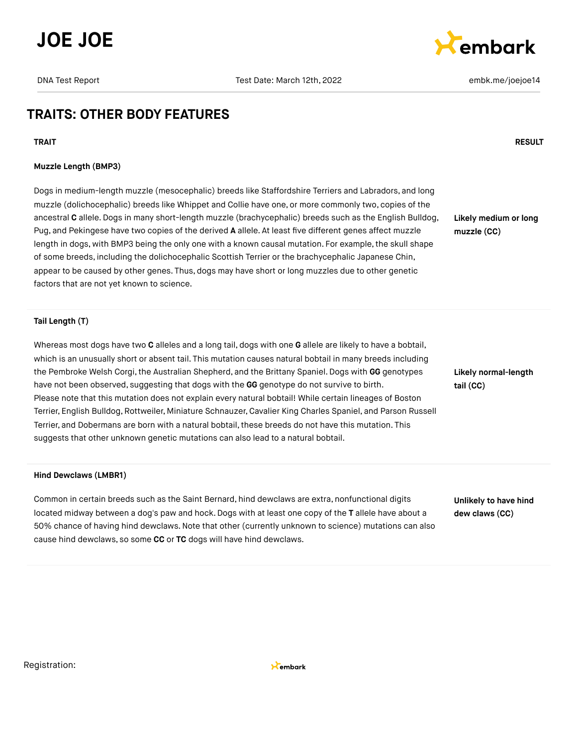# TRAITS: OTHER BODY FEATURES

| TRAIT | RESULT |
| --- | --- |
| **Muzzle Length (BMP3)**<br><br>Dogs in medium-length muzzle (mesocephalic) breeds like Staffordshire Terriers and Labradors, and long muzzle (dolichocephalic) breeds like Whippet and Collie have one, or more commonly two, copies of the ancestral **C** allele. Dogs in many short-length muzzle (brachycephalic) breeds such as the English Bulldog, Pug, and Pekingese have two copies of the derived **A** allele. At least five different genes affect muzzle length in dogs, with BMP3 being the only one with a known causal mutation. For example, the skull shape of some breeds, including the dolichocephalic Scottish Terrier or the brachycephalic Japanese Chin, appear to be caused by other genes. Thus, dogs may have short or long muzzles due to other genetic factors that are not yet known to science. | **Likely medium or long muzzle (CC)** |
| **Tail Length (T)**<br><br>Whereas most dogs have two **C** alleles and a long tail, dogs with one **G** allele are likely to have a bobtail, which is an unusually short or absent tail. This mutation causes natural bobtail in many breeds including the Pembroke Welsh Corgi, the Australian Shepherd, and the Brittany Spaniel. Dogs with **GG** genotypes have not been observed, suggesting that dogs with the **GG** genotype do not survive to birth. Please note that this mutation does not explain every natural bobtail! While certain lineages of Boston Terrier, English Bulldog, Rottweiler, Miniature Schnauzer, Cavalier King Charles Spaniel, and Parson Russell Terrier, and Dobermans are born with a natural bobtail, these breeds do not have this mutation. This suggests that other unknown genetic mutations can also lead to a natural bobtail. | **Likely normal-length tail (CC)** |
| **Hind Dewclaws (LMBR1)**<br><br>Common in certain breeds such as the Saint Bernard, hind dewclaws are extra, nonfunctional digits located midway between a dog's paw and hock. Dogs with at least one copy of the **T** allele have about a 50% chance of having hind dewclaws. Note that other (currently unknown to science) mutations can also cause hind dewclaws, so some **CC** or **TC** dogs will have hind dewclaws. | **Unlikely to have hind dew claws (CC)** |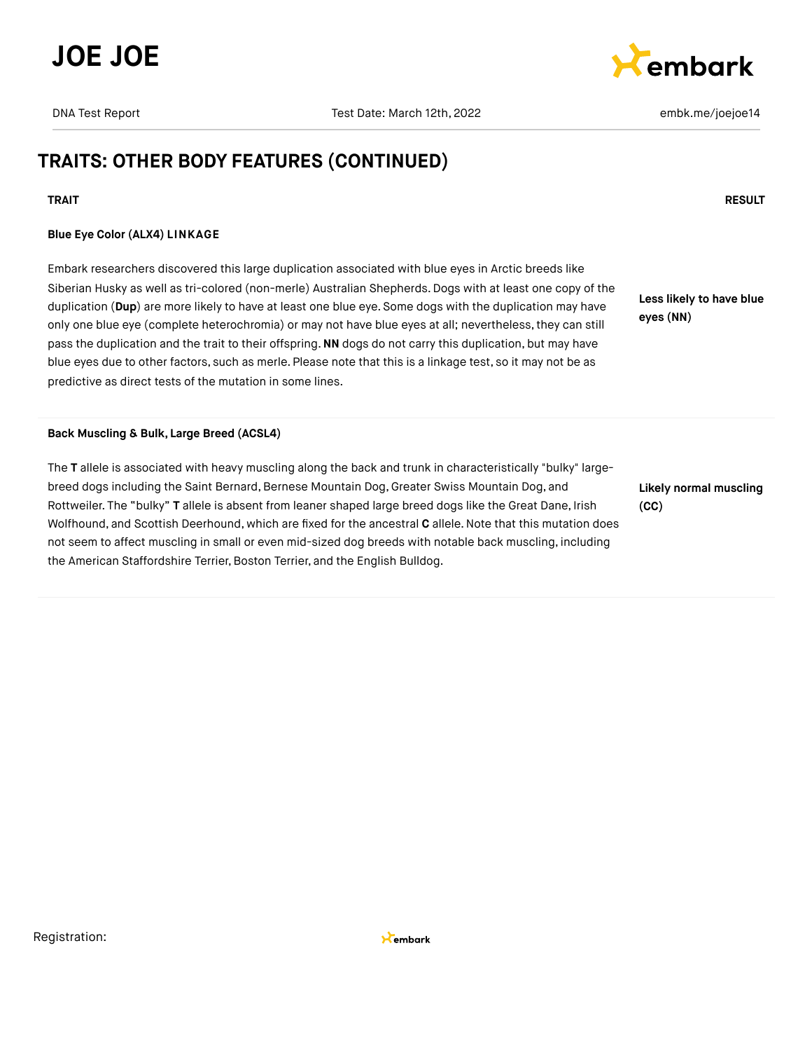## TRAITS: OTHER BODY FEATURES (CONTINUED)

| TRAIT | RESULT |
|---|---|
| **Blue Eye Color (ALX4) LINKAGE**<br><br>Embark researchers discovered this large duplication associated with blue eyes in Arctic breeds like Siberian Husky as well as tri-colored (non-merle) Australian Shepherds. Dogs with at least one copy of the duplication (**Dup**) are more likely to have at least one blue eye. Some dogs with the duplication may have only one blue eye (complete heterochromia) or may not have blue eyes at all; nevertheless, they can still pass the duplication and the trait to their offspring. **NN** dogs do not carry this duplication, but may have blue eyes due to other factors, such as merle. Please note that this is a linkage test, so it may not be as predictive as direct tests of the mutation in some lines. | **Less likely to have blue eyes (NN)** |
| **Back Muscling & Bulk, Large Breed (ACSL4)**<br><br>The **T** allele is associated with heavy muscling along the back and trunk in characteristically "bulky" large-breed dogs including the Saint Bernard, Bernese Mountain Dog, Greater Swiss Mountain Dog, and Rottweiler. The "bulky" **T** allele is absent from leaner shaped large breed dogs like the Great Dane, Irish Wolfhound, and Scottish Deerhound, which are fixed for the ancestral **C** allele. Note that this mutation does not seem to affect muscling in small or even mid-sized dog breeds with notable back muscling, including the American Staffordshire Terrier, Boston Terrier, and the English Bulldog. | **Likely normal muscling (CC)** |

Registration: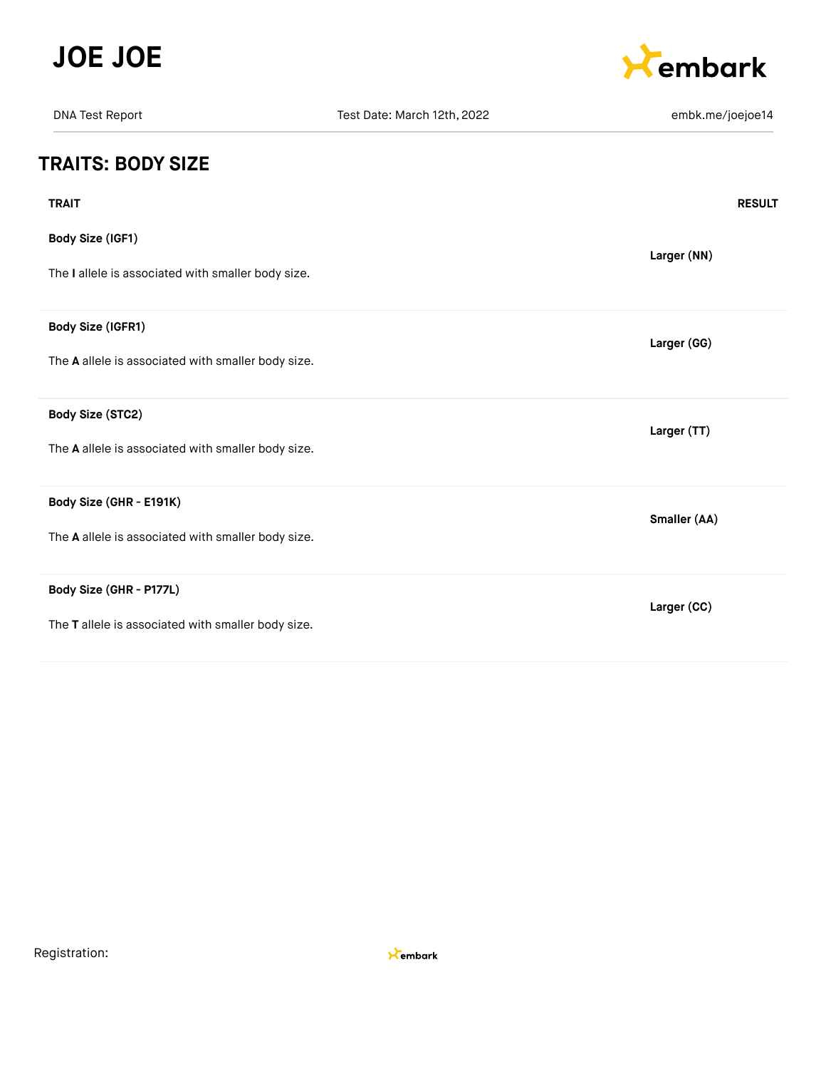## TRAITS: BODY SIZE

| TRAIT | RESULT |
| --- | --- |
| **Body Size (IGF1)**<br><br>The **I** allele is associated with smaller body size. | **Larger (NN)** |
| **Body Size (IGFR1)**<br><br>The **A** allele is associated with smaller body size. | **Larger (GG)** |
| **Body Size (STC2)**<br><br>The **A** allele is associated with smaller body size. | **Larger (TT)** |
| **Body Size (GHR - E191K)**<br><br>The **A** allele is associated with smaller body size. | **Smaller (AA)** |
| **Body Size (GHR - P177L)**<br><br>The **T** allele is associated with smaller body size. | **Larger (CC)** |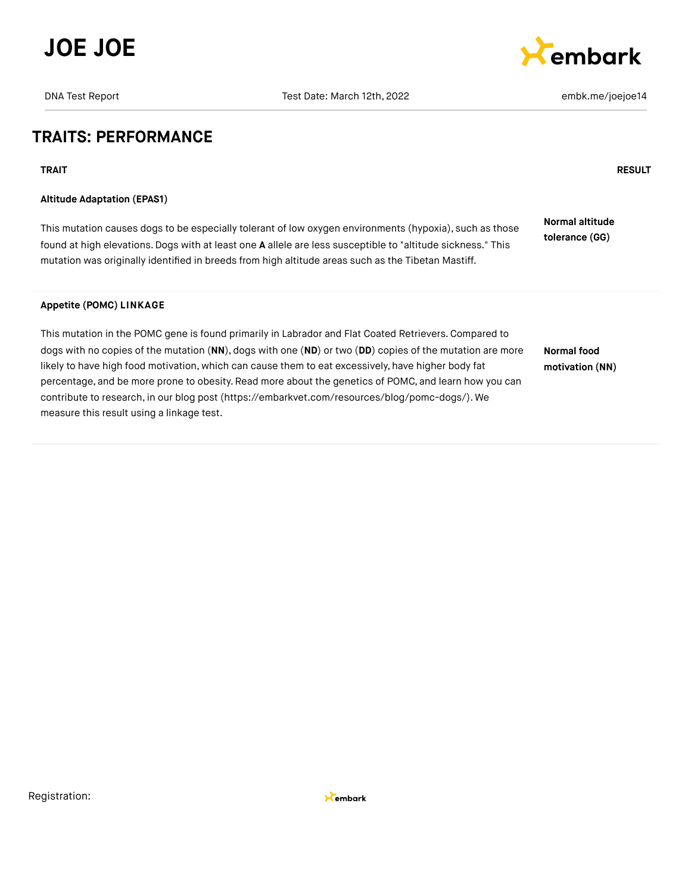## TRAITS: PERFORMANCE

| TRAIT | RESULT |
| --- | --- |
| **Altitude Adaptation (EPAS1)**<br><br>This mutation causes dogs to be especially tolerant of low oxygen environments (hypoxia), such as those found at high elevations. Dogs with at least one **A** allele are less susceptible to "altitude sickness." This mutation was originally identified in breeds from high altitude areas such as the Tibetan Mastiff. | **Normal altitude tolerance (GG)** |
| **Appetite (POMC) LINKAGE**<br><br>This mutation in the POMC gene is found primarily in Labrador and Flat Coated Retrievers. Compared to dogs with no copies of the mutation (**NN**), dogs with one (**ND**) or two (**DD**) copies of the mutation are more likely to have high food motivation, which can cause them to eat excessively, have higher body fat percentage, and be more prone to obesity. Read more about the genetics of POMC, and learn how you can contribute to research, in our blog post (https://embarkvet.com/resources/blog/pomc-dogs/). We measure this result using a linkage test. | **Normal food motivation (NN)** |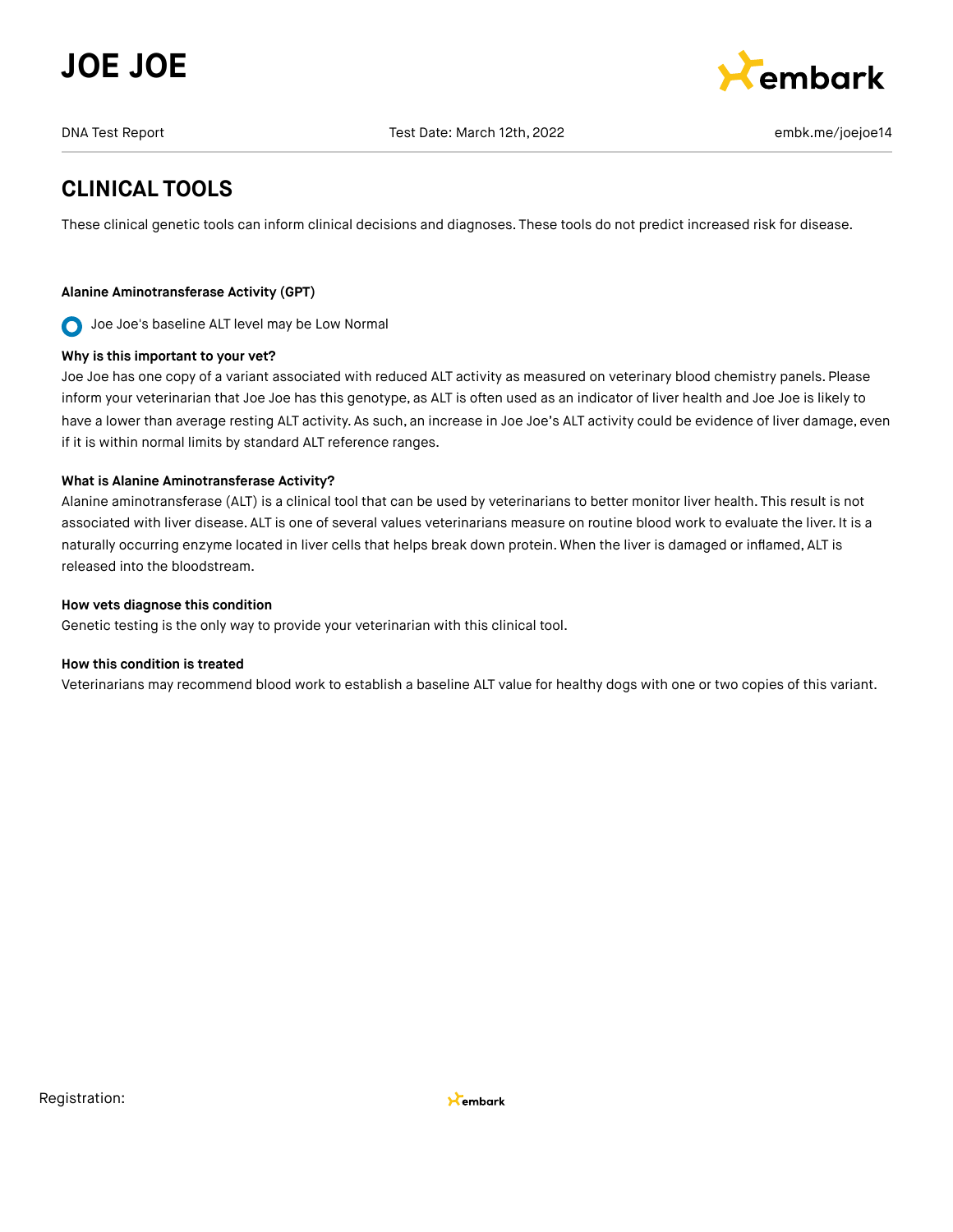# JOE JOE

DNA Test Report | Test Date: March 12th, 2022 | embk.me/joejoe14

## CLINICAL TOOLS

These clinical genetic tools can inform clinical decisions and diagnoses. These tools do not predict increased risk for disease.

### Alanine Aminotransferase Activity (GPT)

Joe Joe's baseline ALT level may be Low Normal

**Why is this important to your vet?**

Joe Joe has one copy of a variant associated with reduced ALT activity as measured on veterinary blood chemistry panels. Please inform your veterinarian that Joe Joe has this genotype, as ALT is often used as an indicator of liver health and Joe Joe is likely to have a lower than average resting ALT activity. As such, an increase in Joe Joe's ALT activity could be evidence of liver damage, even if it is within normal limits by standard ALT reference ranges.

**What is Alanine Aminotransferase Activity?**

Alanine aminotransferase (ALT) is a clinical tool that can be used by veterinarians to better monitor liver health. This result is not associated with liver disease. ALT is one of several values veterinarians measure on routine blood work to evaluate the liver. It is a naturally occurring enzyme located in liver cells that helps break down protein. When the liver is damaged or inflamed, ALT is released into the bloodstream.

**How vets diagnose this condition**

Genetic testing is the only way to provide your veterinarian with this clinical tool.

**How this condition is treated**

Veterinarians may recommend blood work to establish a baseline ALT value for healthy dogs with one or two copies of this variant.

Registration: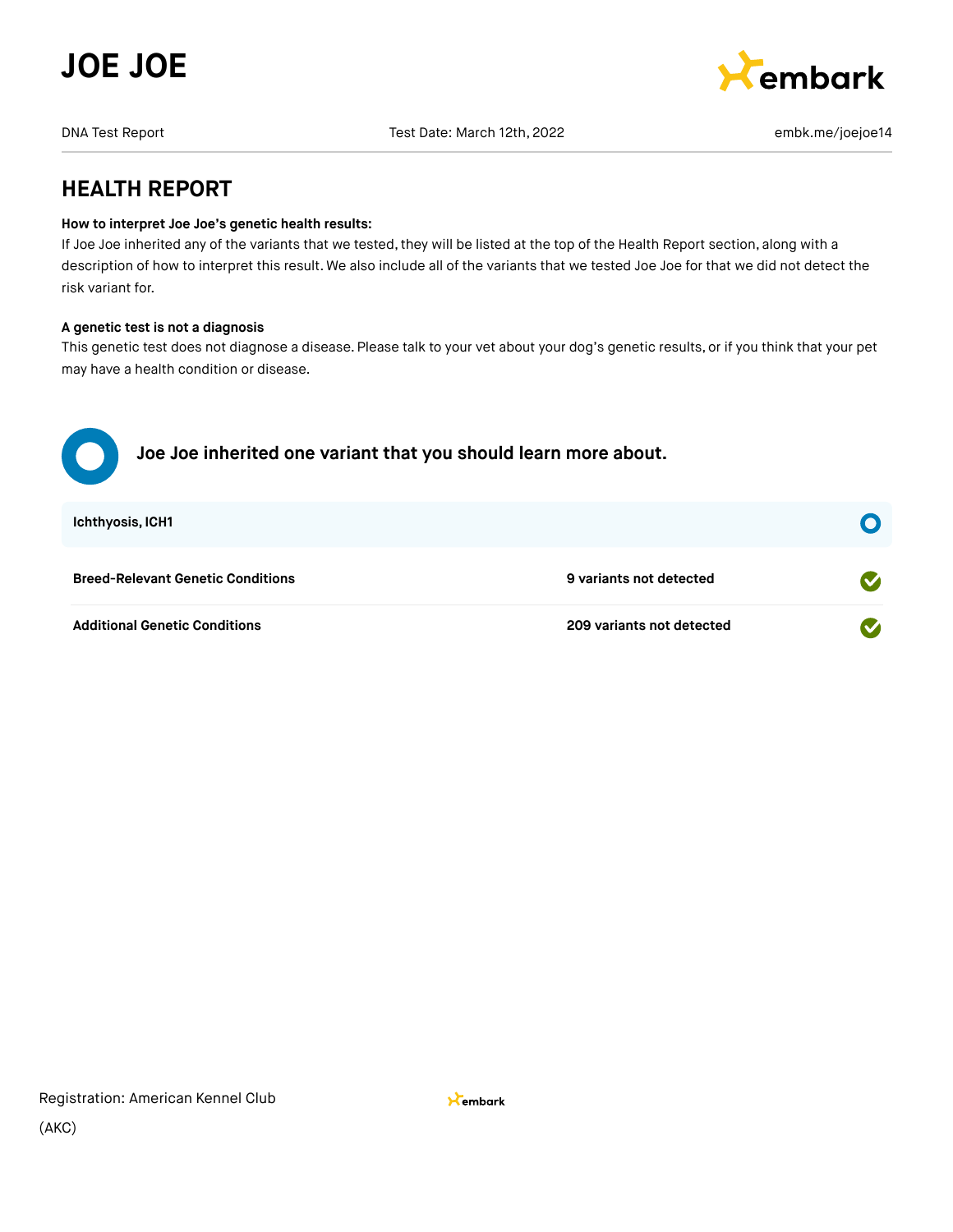# JOE JOE

DNA Test Report | Test Date: March 12th, 2022 | embk.me/joejoe14

## HEALTH REPORT

**How to interpret Joe Joe's genetic health results:**
If Joe Joe inherited any of the variants that we tested, they will be listed at the top of the Health Report section, along with a description of how to interpret this result. We also include all of the variants that we tested Joe Joe for that we did not detect the risk variant for.

**A genetic test is not a diagnosis**
This genetic test does not diagnose a disease. Please talk to your vet about your dog's genetic results, or if you think that your pet may have a health condition or disease.

### Joe Joe inherited one variant that you should learn more about.

**Ichthyosis, ICH1**

| | |
|---|---|
| **Breed-Relevant Genetic Conditions** | **9 variants not detected** |
| **Additional Genetic Conditions** | **209 variants not detected** |

Registration: American Kennel Club (AKC)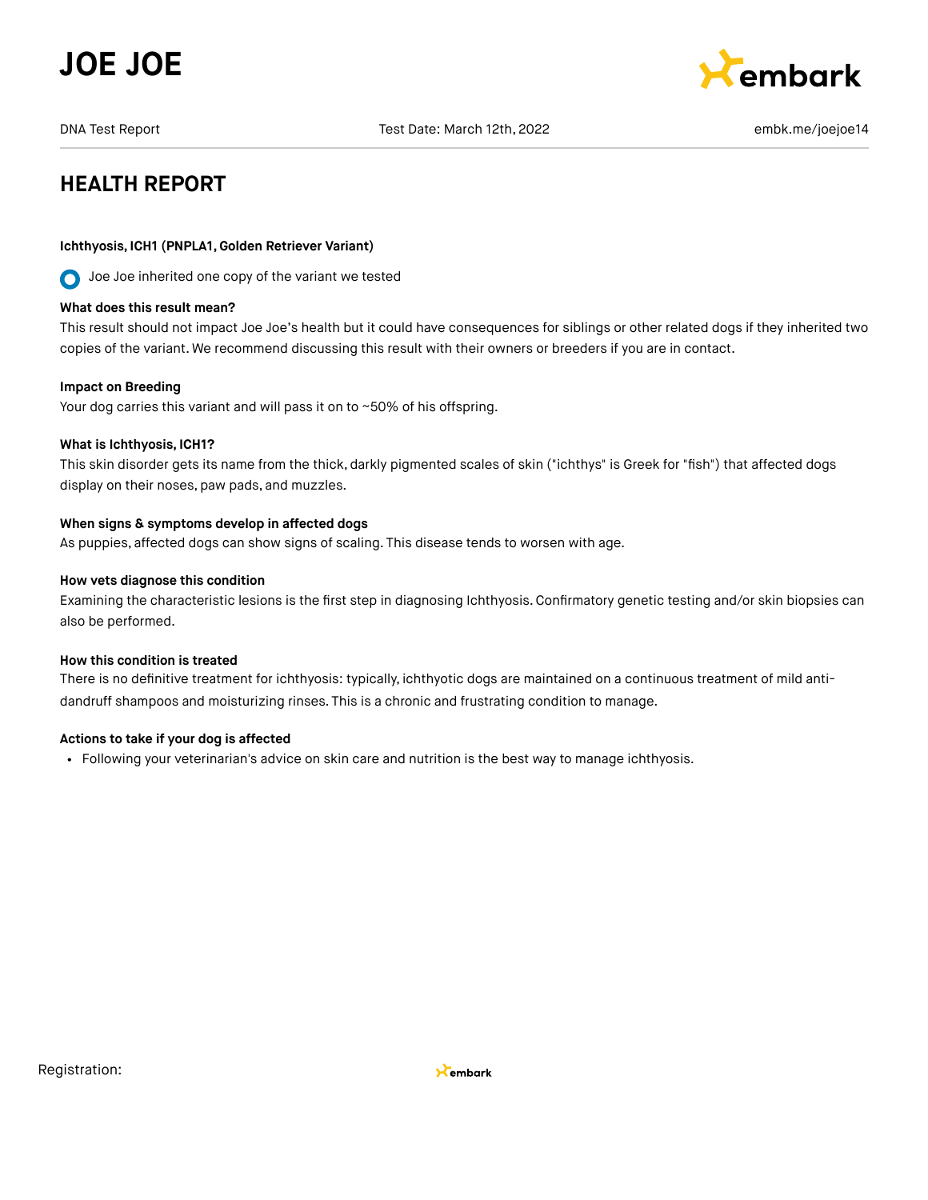# JOE JOE

DNA Test Report | Test Date: March 12th, 2022 | embk.me/joejoe14

## HEALTH REPORT

### Ichthyosis, ICH1 (PNPLA1, Golden Retriever Variant)

Joe Joe inherited one copy of the variant we tested

**What does this result mean?**
This result should not impact Joe Joe's health but it could have consequences for siblings or other related dogs if they inherited two copies of the variant. We recommend discussing this result with their owners or breeders if you are in contact.

**Impact on Breeding**
Your dog carries this variant and will pass it on to ~50% of his offspring.

**What is Ichthyosis, ICH1?**
This skin disorder gets its name from the thick, darkly pigmented scales of skin ("ichthys" is Greek for "fish") that affected dogs display on their noses, paw pads, and muzzles.

**When signs & symptoms develop in affected dogs**
As puppies, affected dogs can show signs of scaling. This disease tends to worsen with age.

**How vets diagnose this condition**
Examining the characteristic lesions is the first step in diagnosing Ichthyosis. Confirmatory genetic testing and/or skin biopsies can also be performed.

**How this condition is treated**
There is no definitive treatment for ichthyosis: typically, ichthyotic dogs are maintained on a continuous treatment of mild anti-dandruff shampoos and moisturizing rinses. This is a chronic and frustrating condition to manage.

**Actions to take if your dog is affected**

- Following your veterinarian's advice on skin care and nutrition is the best way to manage ichthyosis.

Registration: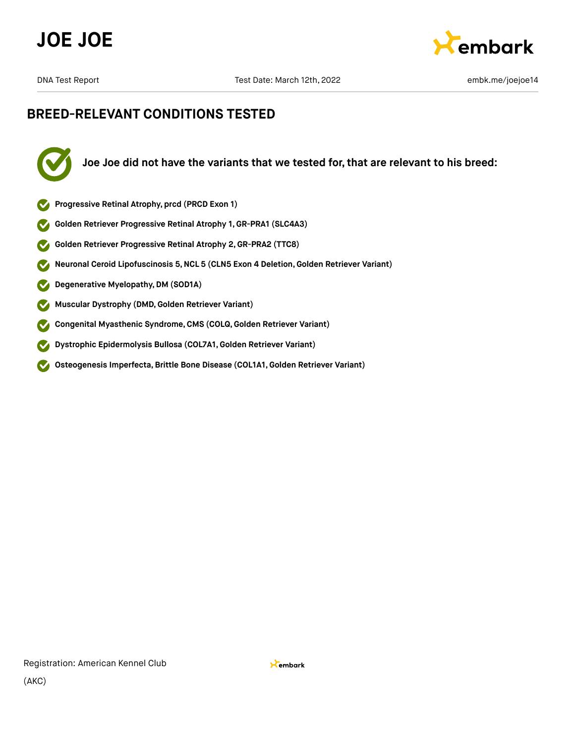## BREED-RELEVANT CONDITIONS TESTED

**Joe Joe did not have the variants that we tested for, that are relevant to his breed:**

- **Progressive Retinal Atrophy, prcd (PRCD Exon 1)**
- **Golden Retriever Progressive Retinal Atrophy 1, GR-PRA1 (SLC4A3)**
- **Golden Retriever Progressive Retinal Atrophy 2, GR-PRA2 (TTC8)**
- **Neuronal Ceroid Lipofuscinosis 5, NCL 5 (CLN5 Exon 4 Deletion, Golden Retriever Variant)**
- **Degenerative Myelopathy, DM (SOD1A)**
- **Muscular Dystrophy (DMD, Golden Retriever Variant)**
- **Congenital Myasthenic Syndrome, CMS (COLQ, Golden Retriever Variant)**
- **Dystrophic Epidermolysis Bullosa (COL7A1, Golden Retriever Variant)**
- **Osteogenesis Imperfecta, Brittle Bone Disease (COL1A1, Golden Retriever Variant)**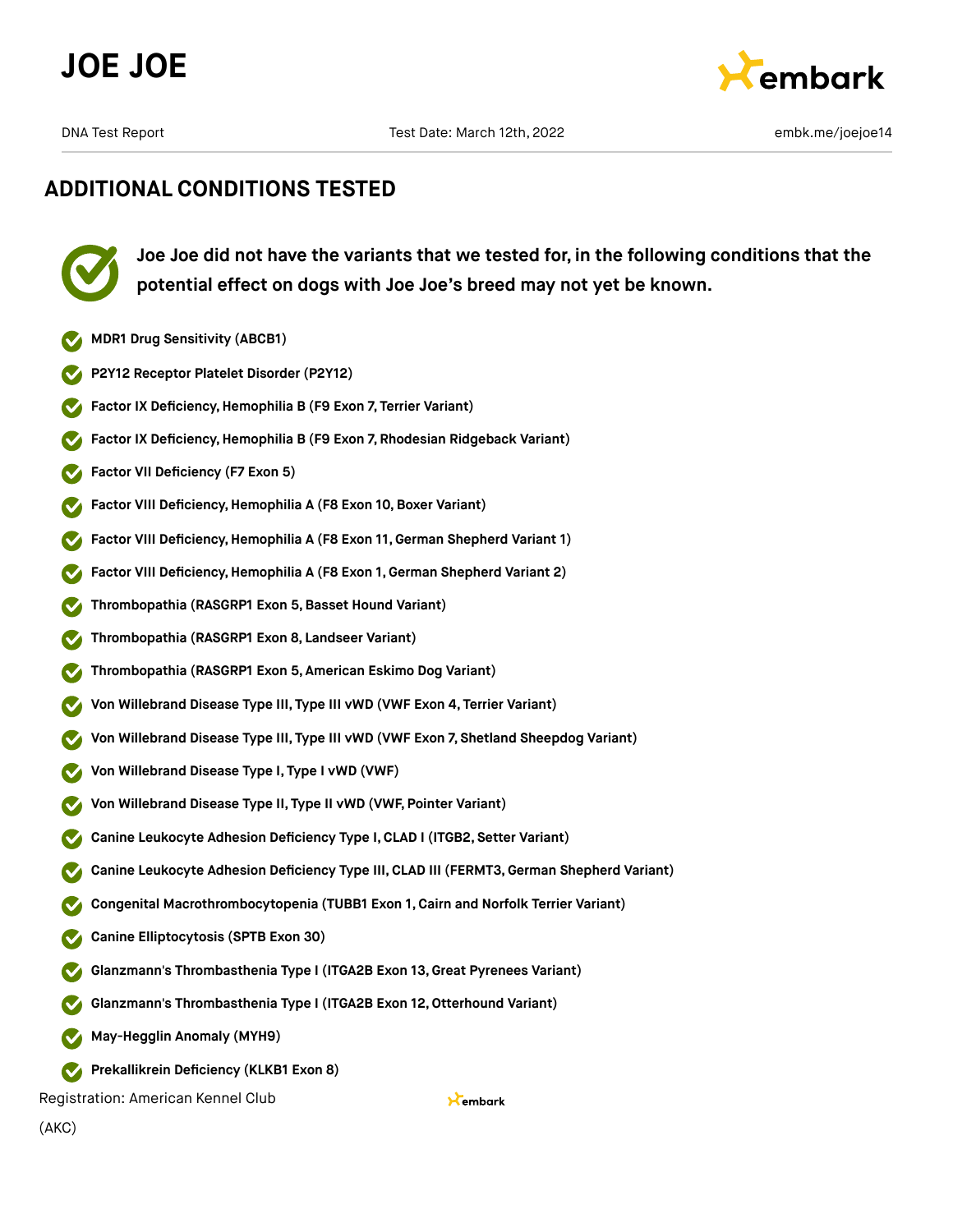## ADDITIONAL CONDITIONS TESTED

**Joe Joe did not have the variants that we tested for, in the following conditions that the potential effect on dogs with Joe Joe's breed may not yet be known.**

- **MDR1 Drug Sensitivity (ABCB1)**
- **P2Y12 Receptor Platelet Disorder (P2Y12)**
- **Factor IX Deficiency, Hemophilia B (F9 Exon 7, Terrier Variant)**
- **Factor IX Deficiency, Hemophilia B (F9 Exon 7, Rhodesian Ridgeback Variant)**
- **Factor VII Deficiency (F7 Exon 5)**
- **Factor VIII Deficiency, Hemophilia A (F8 Exon 10, Boxer Variant)**
- **Factor VIII Deficiency, Hemophilia A (F8 Exon 11, German Shepherd Variant 1)**
- **Factor VIII Deficiency, Hemophilia A (F8 Exon 1, German Shepherd Variant 2)**
- **Thrombopathia (RASGRP1 Exon 5, Basset Hound Variant)**
- **Thrombopathia (RASGRP1 Exon 8, Landseer Variant)**
- **Thrombopathia (RASGRP1 Exon 5, American Eskimo Dog Variant)**
- **Von Willebrand Disease Type III, Type III vWD (VWF Exon 4, Terrier Variant)**
- **Von Willebrand Disease Type III, Type III vWD (VWF Exon 7, Shetland Sheepdog Variant)**
- **Von Willebrand Disease Type I, Type I vWD (VWF)**
- **Von Willebrand Disease Type II, Type II vWD (VWF, Pointer Variant)**
- **Canine Leukocyte Adhesion Deficiency Type I, CLAD I (ITGB2, Setter Variant)**
- **Canine Leukocyte Adhesion Deficiency Type III, CLAD III (FERMT3, German Shepherd Variant)**
- **Congenital Macrothrombocytopenia (TUBB1 Exon 1, Cairn and Norfolk Terrier Variant)**
- **Canine Elliptocytosis (SPTB Exon 30)**
- **Glanzmann's Thrombasthenia Type I (ITGA2B Exon 13, Great Pyrenees Variant)**
- **Glanzmann's Thrombasthenia Type I (ITGA2B Exon 12, Otterhound Variant)**
- **May-Hegglin Anomaly (MYH9)**
- **Prekallikrein Deficiency (KLKB1 Exon 8)**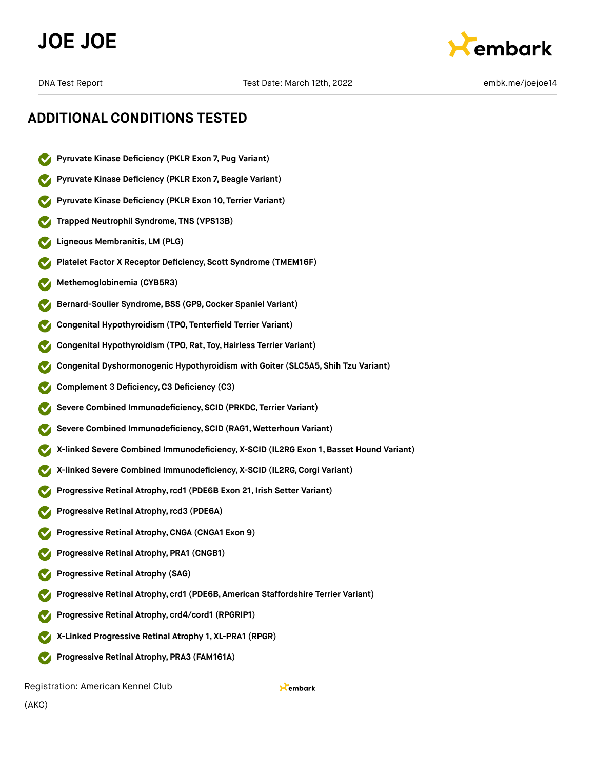## ADDITIONAL CONDITIONS TESTED

- Pyruvate Kinase Deficiency (PKLR Exon 7, Pug Variant)
- Pyruvate Kinase Deficiency (PKLR Exon 7, Beagle Variant)
- Pyruvate Kinase Deficiency (PKLR Exon 10, Terrier Variant)
- Trapped Neutrophil Syndrome, TNS (VPS13B)
- Ligneous Membranitis, LM (PLG)
- Platelet Factor X Receptor Deficiency, Scott Syndrome (TMEM16F)
- Methemoglobinemia (CYB5R3)
- Bernard-Soulier Syndrome, BSS (GP9, Cocker Spaniel Variant)
- Congenital Hypothyroidism (TPO, Tenterfield Terrier Variant)
- Congenital Hypothyroidism (TPO, Rat, Toy, Hairless Terrier Variant)
- Congenital Dyshormonogenic Hypothyroidism with Goiter (SLC5A5, Shih Tzu Variant)
- Complement 3 Deficiency, C3 Deficiency (C3)
- Severe Combined Immunodeficiency, SCID (PRKDC, Terrier Variant)
- Severe Combined Immunodeficiency, SCID (RAG1, Wetterhoun Variant)
- X-linked Severe Combined Immunodeficiency, X-SCID (IL2RG Exon 1, Basset Hound Variant)
- X-linked Severe Combined Immunodeficiency, X-SCID (IL2RG, Corgi Variant)
- Progressive Retinal Atrophy, rcd1 (PDE6B Exon 21, Irish Setter Variant)
- Progressive Retinal Atrophy, rcd3 (PDE6A)
- Progressive Retinal Atrophy, CNGA (CNGA1 Exon 9)
- Progressive Retinal Atrophy, PRA1 (CNGB1)
- Progressive Retinal Atrophy (SAG)
- Progressive Retinal Atrophy, crd1 (PDE6B, American Staffordshire Terrier Variant)
- Progressive Retinal Atrophy, crd4/cord1 (RPGRIP1)
- X-Linked Progressive Retinal Atrophy 1, XL-PRA1 (RPGR)
- Progressive Retinal Atrophy, PRA3 (FAM161A)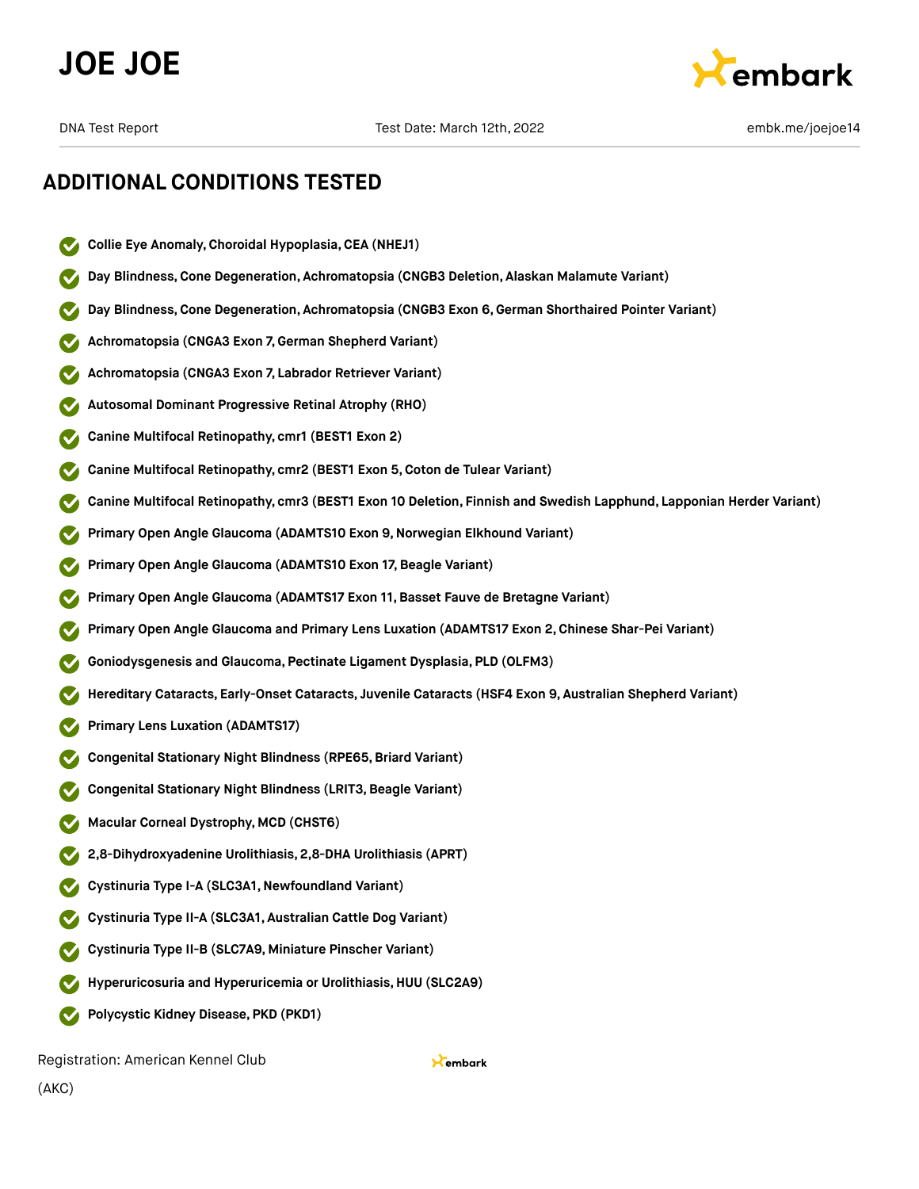## ADDITIONAL CONDITIONS TESTED

- **Collie Eye Anomaly, Choroidal Hypoplasia, CEA (NHEJ1)**
- **Day Blindness, Cone Degeneration, Achromatopsia (CNGB3 Deletion, Alaskan Malamute Variant)**
- **Day Blindness, Cone Degeneration, Achromatopsia (CNGB3 Exon 6, German Shorthaired Pointer Variant)**
- **Achromatopsia (CNGA3 Exon 7, German Shepherd Variant)**
- **Achromatopsia (CNGA3 Exon 7, Labrador Retriever Variant)**
- **Autosomal Dominant Progressive Retinal Atrophy (RHO)**
- **Canine Multifocal Retinopathy, cmr1 (BEST1 Exon 2)**
- **Canine Multifocal Retinopathy, cmr2 (BEST1 Exon 5, Coton de Tulear Variant)**
- **Canine Multifocal Retinopathy, cmr3 (BEST1 Exon 10 Deletion, Finnish and Swedish Lapphund, Lapponian Herder Variant)**
- **Primary Open Angle Glaucoma (ADAMTS10 Exon 9, Norwegian Elkhound Variant)**
- **Primary Open Angle Glaucoma (ADAMTS10 Exon 17, Beagle Variant)**
- **Primary Open Angle Glaucoma (ADAMTS17 Exon 11, Basset Fauve de Bretagne Variant)**
- **Primary Open Angle Glaucoma and Primary Lens Luxation (ADAMTS17 Exon 2, Chinese Shar-Pei Variant)**
- **Goniodysgenesis and Glaucoma, Pectinate Ligament Dysplasia, PLD (OLFM3)**
- **Hereditary Cataracts, Early-Onset Cataracts, Juvenile Cataracts (HSF4 Exon 9, Australian Shepherd Variant)**
- **Primary Lens Luxation (ADAMTS17)**
- **Congenital Stationary Night Blindness (RPE65, Briard Variant)**
- **Congenital Stationary Night Blindness (LRIT3, Beagle Variant)**
- **Macular Corneal Dystrophy, MCD (CHST6)**
- **2,8-Dihydroxyadenine Urolithiasis, 2,8-DHA Urolithiasis (APRT)**
- **Cystinuria Type I-A (SLC3A1, Newfoundland Variant)**
- **Cystinuria Type II-A (SLC3A1, Australian Cattle Dog Variant)**
- **Cystinuria Type II-B (SLC7A9, Miniature Pinscher Variant)**
- **Hyperuricosuria and Hyperuricemia or Urolithiasis, HUU (SLC2A9)**
- **Polycystic Kidney Disease, PKD (PKD1)**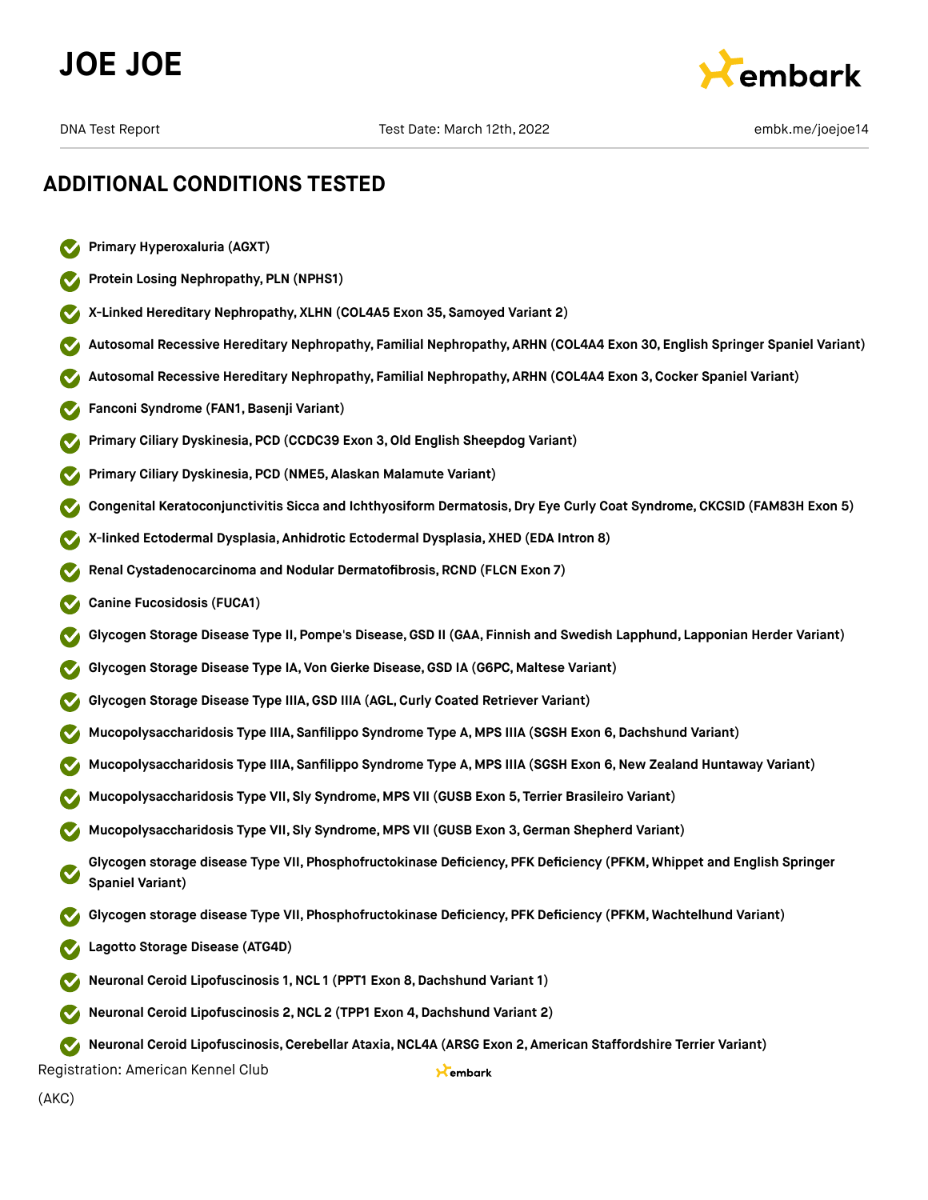# JOE JOE

DNA Test Report | Test Date: March 12th, 2022 | embk.me/joejoe14

## ADDITIONAL CONDITIONS TESTED

- **Primary Hyperoxaluria (AGXT)**
- **Protein Losing Nephropathy, PLN (NPHS1)**
- **X-Linked Hereditary Nephropathy, XLHN (COL4A5 Exon 35, Samoyed Variant 2)**
- **Autosomal Recessive Hereditary Nephropathy, Familial Nephropathy, ARHN (COL4A4 Exon 30, English Springer Spaniel Variant)**
- **Autosomal Recessive Hereditary Nephropathy, Familial Nephropathy, ARHN (COL4A4 Exon 3, Cocker Spaniel Variant)**
- **Fanconi Syndrome (FAN1, Basenji Variant)**
- **Primary Ciliary Dyskinesia, PCD (CCDC39 Exon 3, Old English Sheepdog Variant)**
- **Primary Ciliary Dyskinesia, PCD (NME5, Alaskan Malamute Variant)**
- **Congenital Keratoconjunctivitis Sicca and Ichthyosiform Dermatosis, Dry Eye Curly Coat Syndrome, CKCSID (FAM83H Exon 5)**
- **X-linked Ectodermal Dysplasia, Anhidrotic Ectodermal Dysplasia, XHED (EDA Intron 8)**
- **Renal Cystadenocarcinoma and Nodular Dermatofibrosis, RCND (FLCN Exon 7)**
- **Canine Fucosidosis (FUCA1)**
- **Glycogen Storage Disease Type II, Pompe's Disease, GSD II (GAA, Finnish and Swedish Lapphund, Lapponian Herder Variant)**
- **Glycogen Storage Disease Type IA, Von Gierke Disease, GSD IA (G6PC, Maltese Variant)**
- **Glycogen Storage Disease Type IIIA, GSD IIIA (AGL, Curly Coated Retriever Variant)**
- **Mucopolysaccharidosis Type IIIA, Sanfilippo Syndrome Type A, MPS IIIA (SGSH Exon 6, Dachshund Variant)**
- **Mucopolysaccharidosis Type IIIA, Sanfilippo Syndrome Type A, MPS IIIA (SGSH Exon 6, New Zealand Huntaway Variant)**
- **Mucopolysaccharidosis Type VII, Sly Syndrome, MPS VII (GUSB Exon 5, Terrier Brasileiro Variant)**
- **Mucopolysaccharidosis Type VII, Sly Syndrome, MPS VII (GUSB Exon 3, German Shepherd Variant)**
- **Glycogen storage disease Type VII, Phosphofructokinase Deficiency, PFK Deficiency (PFKM, Whippet and English Springer Spaniel Variant)**
- **Glycogen storage disease Type VII, Phosphofructokinase Deficiency, PFK Deficiency (PFKM, Wachtelhund Variant)**
- **Lagotto Storage Disease (ATG4D)**
- **Neuronal Ceroid Lipofuscinosis 1, NCL 1 (PPT1 Exon 8, Dachshund Variant 1)**
- **Neuronal Ceroid Lipofuscinosis 2, NCL 2 (TPP1 Exon 4, Dachshund Variant 2)**
- **Neuronal Ceroid Lipofuscinosis, Cerebellar Ataxia, NCL4A (ARSG Exon 2, American Staffordshire Terrier Variant)**

Registration: American Kennel Club (AKC)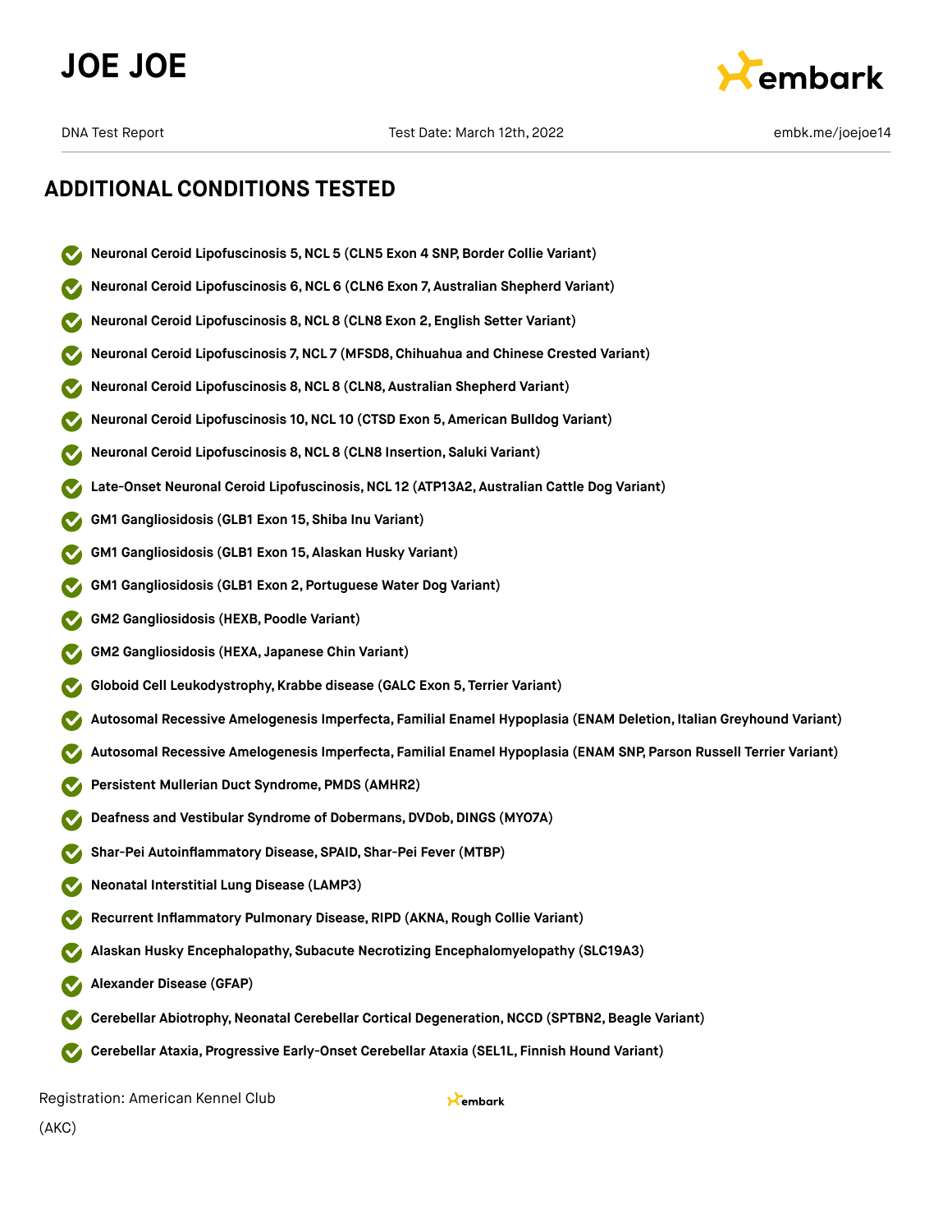# JOE JOE

DNA Test Report | Test Date: March 12th, 2022 | embk.me/joejoe14

## ADDITIONAL CONDITIONS TESTED

- **Neuronal Ceroid Lipofuscinosis 5, NCL 5 (CLN5 Exon 4 SNP, Border Collie Variant)**
- **Neuronal Ceroid Lipofuscinosis 6, NCL 6 (CLN6 Exon 7, Australian Shepherd Variant)**
- **Neuronal Ceroid Lipofuscinosis 8, NCL 8 (CLN8 Exon 2, English Setter Variant)**
- **Neuronal Ceroid Lipofuscinosis 7, NCL 7 (MFSD8, Chihuahua and Chinese Crested Variant)**
- **Neuronal Ceroid Lipofuscinosis 8, NCL 8 (CLN8, Australian Shepherd Variant)**
- **Neuronal Ceroid Lipofuscinosis 10, NCL 10 (CTSD Exon 5, American Bulldog Variant)**
- **Neuronal Ceroid Lipofuscinosis 8, NCL 8 (CLN8 Insertion, Saluki Variant)**
- **Late-Onset Neuronal Ceroid Lipofuscinosis, NCL 12 (ATP13A2, Australian Cattle Dog Variant)**
- **GM1 Gangliosidosis (GLB1 Exon 15, Shiba Inu Variant)**
- **GM1 Gangliosidosis (GLB1 Exon 15, Alaskan Husky Variant)**
- **GM1 Gangliosidosis (GLB1 Exon 2, Portuguese Water Dog Variant)**
- **GM2 Gangliosidosis (HEXB, Poodle Variant)**
- **GM2 Gangliosidosis (HEXA, Japanese Chin Variant)**
- **Globoid Cell Leukodystrophy, Krabbe disease (GALC Exon 5, Terrier Variant)**
- **Autosomal Recessive Amelogenesis Imperfecta, Familial Enamel Hypoplasia (ENAM Deletion, Italian Greyhound Variant)**
- **Autosomal Recessive Amelogenesis Imperfecta, Familial Enamel Hypoplasia (ENAM SNP, Parson Russell Terrier Variant)**
- **Persistent Mullerian Duct Syndrome, PMDS (AMHR2)**
- **Deafness and Vestibular Syndrome of Dobermans, DVDob, DINGS (MYO7A)**
- **Shar-Pei Autoinflammatory Disease, SPAID, Shar-Pei Fever (MTBP)**
- **Neonatal Interstitial Lung Disease (LAMP3)**
- **Recurrent Inflammatory Pulmonary Disease, RIPD (AKNA, Rough Collie Variant)**
- **Alaskan Husky Encephalopathy, Subacute Necrotizing Encephalomyelopathy (SLC19A3)**
- **Alexander Disease (GFAP)**
- **Cerebellar Abiotrophy, Neonatal Cerebellar Cortical Degeneration, NCCD (SPTBN2, Beagle Variant)**
- **Cerebellar Ataxia, Progressive Early-Onset Cerebellar Ataxia (SEL1L, Finnish Hound Variant)**

Registration: American Kennel Club (AKC)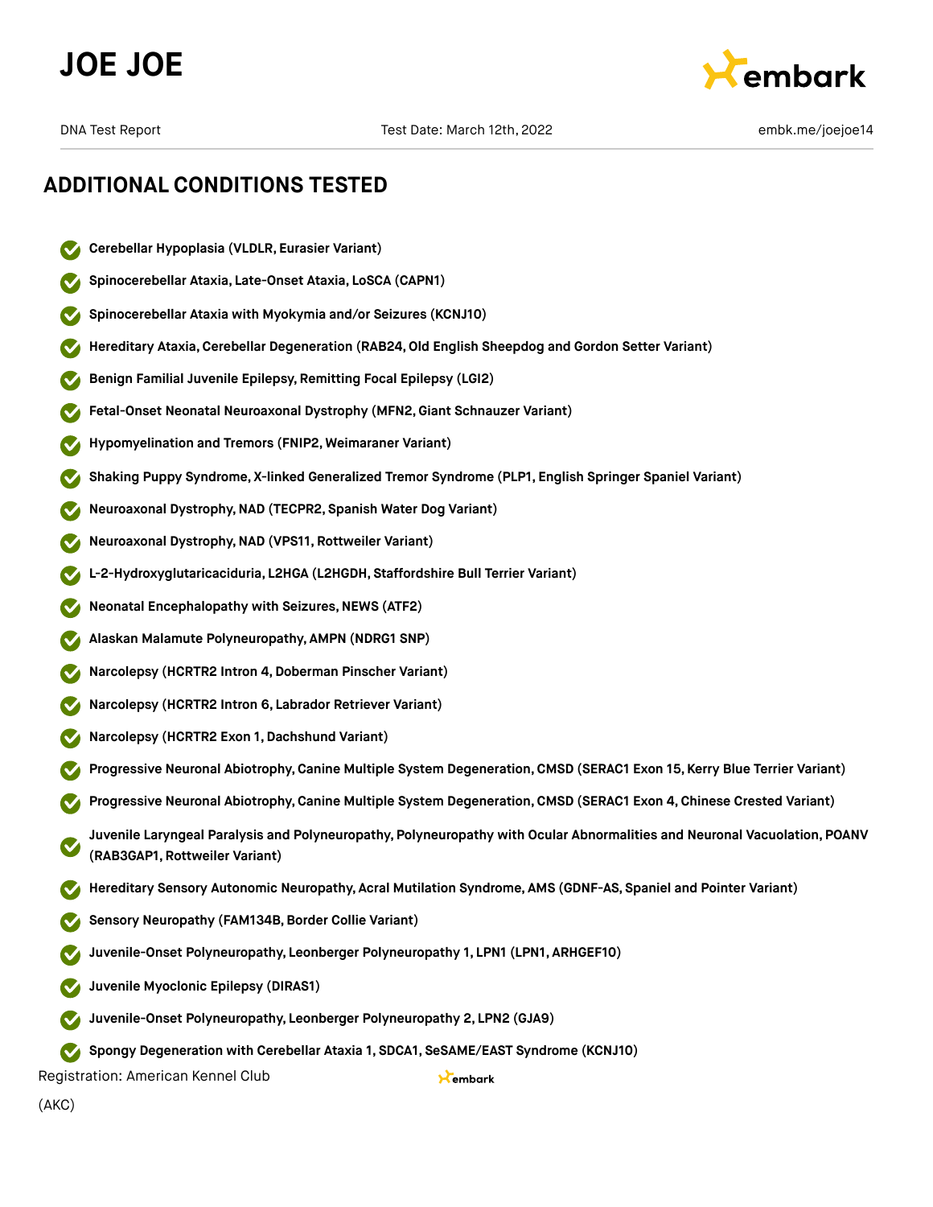## ADDITIONAL CONDITIONS TESTED

- Cerebellar Hypoplasia (VLDLR, Eurasier Variant)
- Spinocerebellar Ataxia, Late-Onset Ataxia, LoSCA (CAPN1)
- Spinocerebellar Ataxia with Myokymia and/or Seizures (KCNJ10)
- Hereditary Ataxia, Cerebellar Degeneration (RAB24, Old English Sheepdog and Gordon Setter Variant)
- Benign Familial Juvenile Epilepsy, Remitting Focal Epilepsy (LGI2)
- Fetal-Onset Neonatal Neuroaxonal Dystrophy (MFN2, Giant Schnauzer Variant)
- Hypomyelination and Tremors (FNIP2, Weimaraner Variant)
- Shaking Puppy Syndrome, X-linked Generalized Tremor Syndrome (PLP1, English Springer Spaniel Variant)
- Neuroaxonal Dystrophy, NAD (TECPR2, Spanish Water Dog Variant)
- Neuroaxonal Dystrophy, NAD (VPS11, Rottweiler Variant)
- L-2-Hydroxyglutaricaciduria, L2HGA (L2HGDH, Staffordshire Bull Terrier Variant)
- Neonatal Encephalopathy with Seizures, NEWS (ATF2)
- Alaskan Malamute Polyneuropathy, AMPN (NDRG1 SNP)
- Narcolepsy (HCRTR2 Intron 4, Doberman Pinscher Variant)
- Narcolepsy (HCRTR2 Intron 6, Labrador Retriever Variant)
- Narcolepsy (HCRTR2 Exon 1, Dachshund Variant)
- Progressive Neuronal Abiotrophy, Canine Multiple System Degeneration, CMSD (SERAC1 Exon 15, Kerry Blue Terrier Variant)
- Progressive Neuronal Abiotrophy, Canine Multiple System Degeneration, CMSD (SERAC1 Exon 4, Chinese Crested Variant)
- Juvenile Laryngeal Paralysis and Polyneuropathy, Polyneuropathy with Ocular Abnormalities and Neuronal Vacuolation, POANV (RAB3GAP1, Rottweiler Variant)
- Hereditary Sensory Autonomic Neuropathy, Acral Mutilation Syndrome, AMS (GDNF-AS, Spaniel and Pointer Variant)
- Sensory Neuropathy (FAM134B, Border Collie Variant)
- Juvenile-Onset Polyneuropathy, Leonberger Polyneuropathy 1, LPN1 (LPN1, ARHGEF10)
- Juvenile Myoclonic Epilepsy (DIRAS1)
- Juvenile-Onset Polyneuropathy, Leonberger Polyneuropathy 2, LPN2 (GJA9)
- Spongy Degeneration with Cerebellar Ataxia 1, SDCA1, SeSAME/EAST Syndrome (KCNJ10)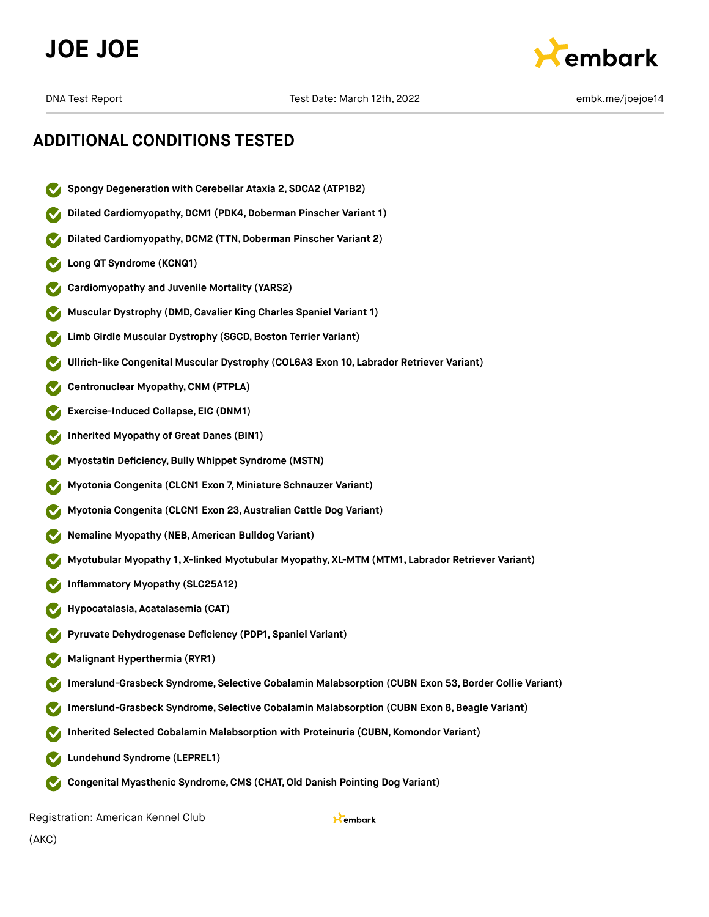# JOE JOE

DNA Test Report | Test Date: March 12th, 2022 | embk.me/joejoe14

## ADDITIONAL CONDITIONS TESTED

- **Spongy Degeneration with Cerebellar Ataxia 2, SDCA2 (ATP1B2)**
- **Dilated Cardiomyopathy, DCM1 (PDK4, Doberman Pinscher Variant 1)**
- **Dilated Cardiomyopathy, DCM2 (TTN, Doberman Pinscher Variant 2)**
- **Long QT Syndrome (KCNQ1)**
- **Cardiomyopathy and Juvenile Mortality (YARS2)**
- **Muscular Dystrophy (DMD, Cavalier King Charles Spaniel Variant 1)**
- **Limb Girdle Muscular Dystrophy (SGCD, Boston Terrier Variant)**
- **Ullrich-like Congenital Muscular Dystrophy (COL6A3 Exon 10, Labrador Retriever Variant)**
- **Centronuclear Myopathy, CNM (PTPLA)**
- **Exercise-Induced Collapse, EIC (DNM1)**
- **Inherited Myopathy of Great Danes (BIN1)**
- **Myostatin Deficiency, Bully Whippet Syndrome (MSTN)**
- **Myotonia Congenita (CLCN1 Exon 7, Miniature Schnauzer Variant)**
- **Myotonia Congenita (CLCN1 Exon 23, Australian Cattle Dog Variant)**
- **Nemaline Myopathy (NEB, American Bulldog Variant)**
- **Myotubular Myopathy 1, X-linked Myotubular Myopathy, XL-MTM (MTM1, Labrador Retriever Variant)**
- **Inflammatory Myopathy (SLC25A12)**
- **Hypocatalasia, Acatalasemia (CAT)**
- **Pyruvate Dehydrogenase Deficiency (PDP1, Spaniel Variant)**
- **Malignant Hyperthermia (RYR1)**
- **Imerslund-Grasbeck Syndrome, Selective Cobalamin Malabsorption (CUBN Exon 53, Border Collie Variant)**
- **Imerslund-Grasbeck Syndrome, Selective Cobalamin Malabsorption (CUBN Exon 8, Beagle Variant)**
- **Inherited Selected Cobalamin Malabsorption with Proteinuria (CUBN, Komondor Variant)**
- **Lundehund Syndrome (LEPREL1)**
- **Congenital Myasthenic Syndrome, CMS (CHAT, Old Danish Pointing Dog Variant)**

Registration: American Kennel Club (AKC)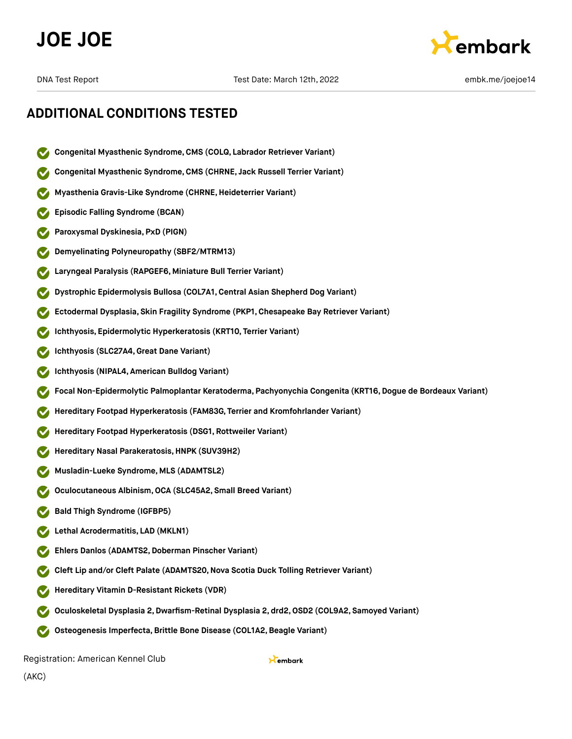## ADDITIONAL CONDITIONS TESTED

- Congenital Myasthenic Syndrome, CMS (COLQ, Labrador Retriever Variant)
- Congenital Myasthenic Syndrome, CMS (CHRNE, Jack Russell Terrier Variant)
- Myasthenia Gravis-Like Syndrome (CHRNE, Heideterrier Variant)
- Episodic Falling Syndrome (BCAN)
- Paroxysmal Dyskinesia, PxD (PIGN)
- Demyelinating Polyneuropathy (SBF2/MTRM13)
- Laryngeal Paralysis (RAPGEF6, Miniature Bull Terrier Variant)
- Dystrophic Epidermolysis Bullosa (COL7A1, Central Asian Shepherd Dog Variant)
- Ectodermal Dysplasia, Skin Fragility Syndrome (PKP1, Chesapeake Bay Retriever Variant)
- Ichthyosis, Epidermolytic Hyperkeratosis (KRT10, Terrier Variant)
- Ichthyosis (SLC27A4, Great Dane Variant)
- Ichthyosis (NIPAL4, American Bulldog Variant)
- Focal Non-Epidermolytic Palmoplantar Keratoderma, Pachyonychia Congenita (KRT16, Dogue de Bordeaux Variant)
- Hereditary Footpad Hyperkeratosis (FAM83G, Terrier and Kromfohrlander Variant)
- Hereditary Footpad Hyperkeratosis (DSG1, Rottweiler Variant)
- Hereditary Nasal Parakeratosis, HNPK (SUV39H2)
- Musladin-Lueke Syndrome, MLS (ADAMTSL2)
- Oculocutaneous Albinism, OCA (SLC45A2, Small Breed Variant)
- Bald Thigh Syndrome (IGFBP5)
- Lethal Acrodermatitis, LAD (MKLN1)
- Ehlers Danlos (ADAMTS2, Doberman Pinscher Variant)
- Cleft Lip and/or Cleft Palate (ADAMTS20, Nova Scotia Duck Tolling Retriever Variant)
- Hereditary Vitamin D-Resistant Rickets (VDR)
- Oculoskeletal Dysplasia 2, Dwarfism-Retinal Dysplasia 2, drd2, OSD2 (COL9A2, Samoyed Variant)
- Osteogenesis Imperfecta, Brittle Bone Disease (COL1A2, Beagle Variant)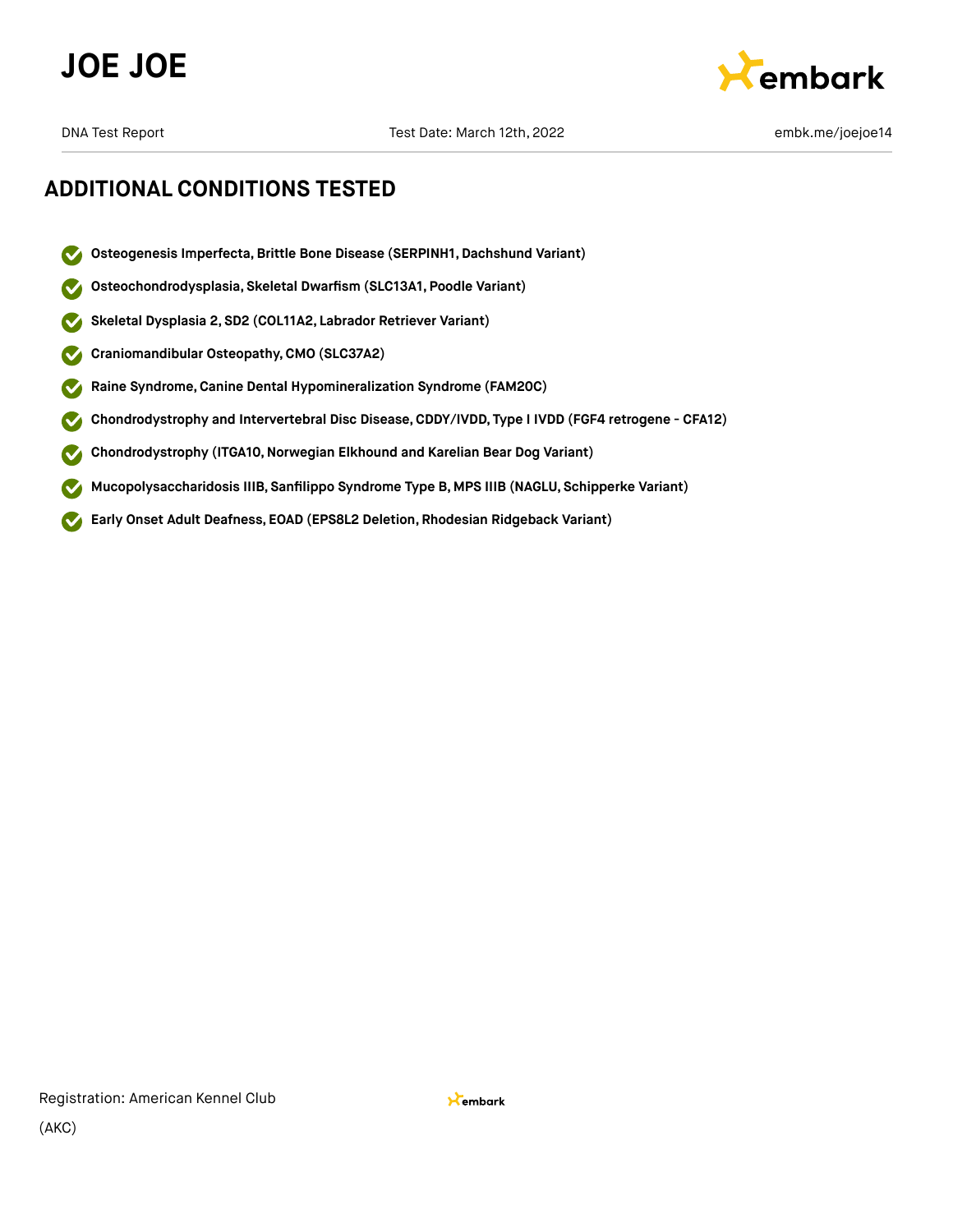## ADDITIONAL CONDITIONS TESTED

- **Osteogenesis Imperfecta, Brittle Bone Disease (SERPINH1, Dachshund Variant)**
- **Osteochondrodysplasia, Skeletal Dwarfism (SLC13A1, Poodle Variant)**
- **Skeletal Dysplasia 2, SD2 (COL11A2, Labrador Retriever Variant)**
- **Craniomandibular Osteopathy, CMO (SLC37A2)**
- **Raine Syndrome, Canine Dental Hypomineralization Syndrome (FAM20C)**
- **Chondrodystrophy and Intervertebral Disc Disease, CDDY/IVDD, Type I IVDD (FGF4 retrogene - CFA12)**
- **Chondrodystrophy (ITGA10, Norwegian Elkhound and Karelian Bear Dog Variant)**
- **Mucopolysaccharidosis IIIB, Sanfilippo Syndrome Type B, MPS IIIB (NAGLU, Schipperke Variant)**
- **Early Onset Adult Deafness, EOAD (EPS8L2 Deletion, Rhodesian Ridgeback Variant)**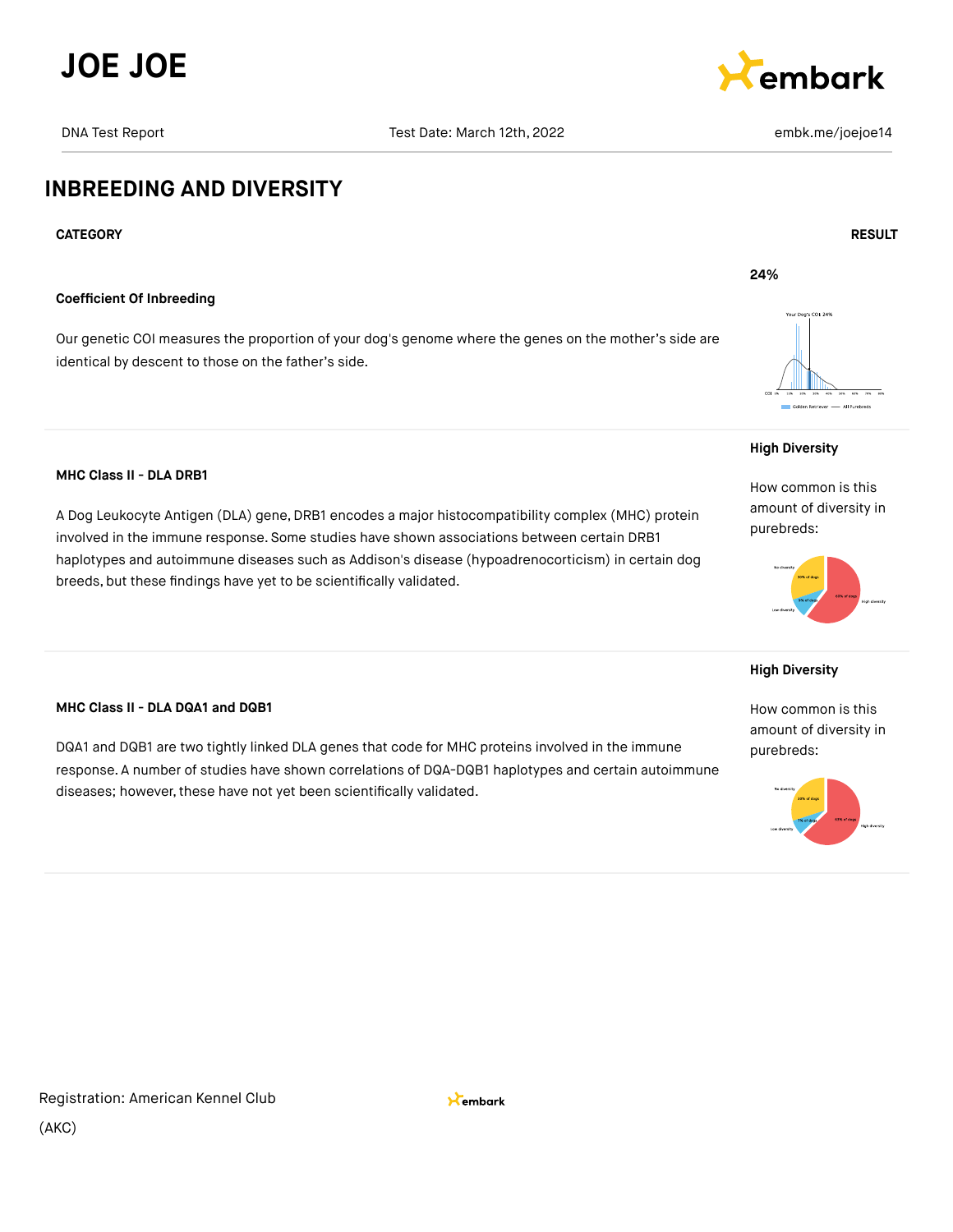# JOE JOE

DNA Test Report | Test Date: March 12th, 2022 | embk.me/joejoe14

## INBREEDING AND DIVERSITY

| CATEGORY | RESULT |
|---|---|
| **Coefficient Of Inbreeding**<br>Our genetic COI measures the proportion of your dog's genome where the genes on the mother's side are identical by descent to those on the father's side. | **24%** |
| **MHC Class II - DLA DRB1**<br>A Dog Leukocyte Antigen (DLA) gene, DRB1 encodes a major histocompatibility complex (MHC) protein involved in the immune response. Some studies have shown associations between certain DRB1 haplotypes and autoimmune diseases such as Addison's disease (hypoadrenocorticism) in certain dog breeds, but these findings have yet to be scientifically validated. | **High Diversity**<br>How common is this amount of diversity in purebreds: |
| **MHC Class II - DLA DQA1 and DQB1**<br>DQA1 and DQB1 are two tightly linked DLA genes that code for MHC proteins involved in the immune response. A number of studies have shown correlations of DQA-DQB1 haplotypes and certain autoimmune diseases; however, these have not yet been scientifically validated. | **High Diversity**<br>How common is this amount of diversity in purebreds: |

Your Dog's COI 24%

Golden Retriever — All Purebreds

Registration: American Kennel Club (AKC)